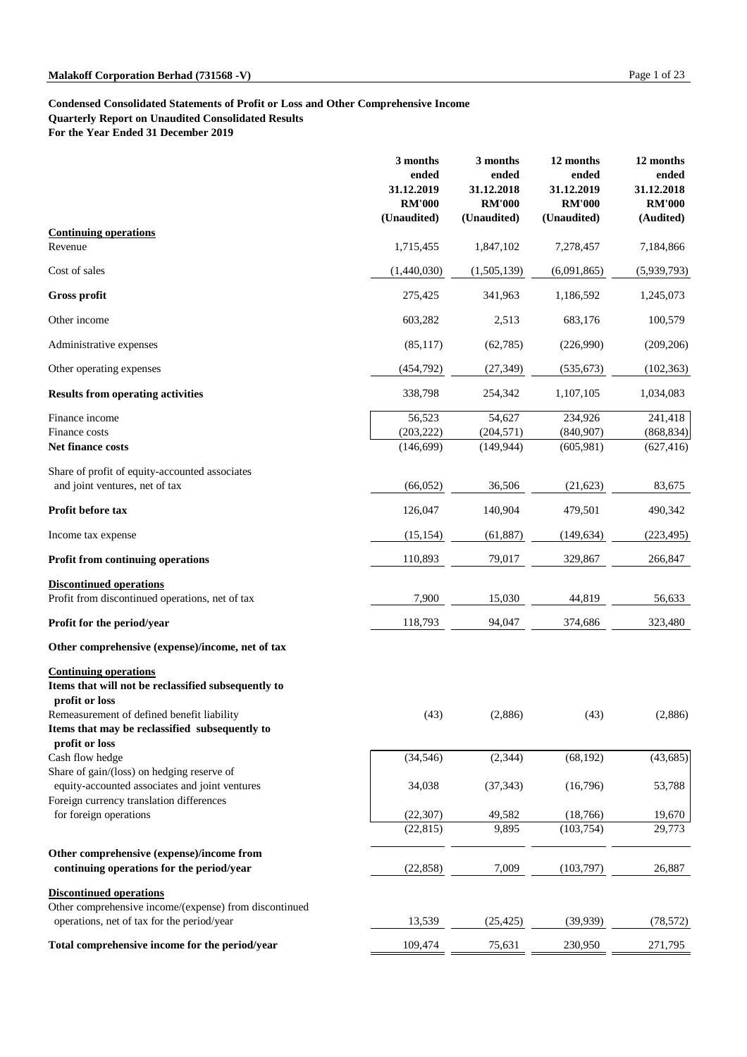**Condensed Consolidated Statements of Profit or Loss and Other Comprehensive Income**
**Quarterly Report on Unaudited Consolidated Results**
**For the Year Ended 31 December 2019**

| | 3 months ended 31.12.2019 RM'000 (Unaudited) | 3 months ended 31.12.2018 RM'000 (Unaudited) | 12 months ended 31.12.2019 RM'000 (Unaudited) | 12 months ended 31.12.2018 RM'000 (Audited) |
|---|---|---|---|---|
| **Continuing operations** | | | | |
| Revenue | 1,715,455 | 1,847,102 | 7,278,457 | 7,184,866 |
| Cost of sales | (1,440,030) | (1,505,139) | (6,091,865) | (5,939,793) |
| **Gross profit** | 275,425 | 341,963 | 1,186,592 | 1,245,073 |
| Other income | 603,282 | 2,513 | 683,176 | 100,579 |
| Administrative expenses | (85,117) | (62,785) | (226,990) | (209,206) |
| Other operating expenses | (454,792) | (27,349) | (535,673) | (102,363) |
| **Results from operating activities** | 338,798 | 254,342 | 1,107,105 | 1,034,083 |
| Finance income | 56,523 | 54,627 | 234,926 | 241,418 |
| Finance costs | (203,222) | (204,571) | (840,907) | (868,834) |
| **Net finance costs** | (146,699) | (149,944) | (605,981) | (627,416) |
| Share of profit of equity-accounted associates and joint ventures, net of tax | (66,052) | 36,506 | (21,623) | 83,675 |
| **Profit before tax** | 126,047 | 140,904 | 479,501 | 490,342 |
| Income tax expense | (15,154) | (61,887) | (149,634) | (223,495) |
| **Profit from continuing operations** | 110,893 | 79,017 | 329,867 | 266,847 |
| **Discontinued operations** | | | | |
| Profit from discontinued operations, net of tax | 7,900 | 15,030 | 44,819 | 56,633 |
| **Profit for the period/year** | 118,793 | 94,047 | 374,686 | 323,480 |
| **Other comprehensive (expense)/income, net of tax** | | | | |
| **Continuing operations** | | | | |
| **Items that will not be reclassified subsequently to profit or loss** | | | | |
| Remeasurement of defined benefit liability | (43) | (2,886) | (43) | (2,886) |
| **Items that may be reclassified subsequently to profit or loss** | | | | |
| Cash flow hedge | (34,546) | (2,344) | (68,192) | (43,685) |
| Share of gain/(loss) on hedging reserve of equity-accounted associates and joint ventures | 34,038 | (37,343) | (16,796) | 53,788 |
| Foreign currency translation differences for foreign operations | (22,307) | 49,582 | (18,766) | 19,670 |
| | (22,815) | 9,895 | (103,754) | 29,773 |
| **Other comprehensive (expense)/income from continuing operations for the period/year** | (22,858) | 7,009 | (103,797) | 26,887 |
| **Discontinued operations** | | | | |
| Other comprehensive income/(expense) from discontinued operations, net of tax for the period/year | 13,539 | (25,425) | (39,939) | (78,572) |
| **Total comprehensive income for the period/year** | 109,474 | 75,631 | 230,950 | 271,795 |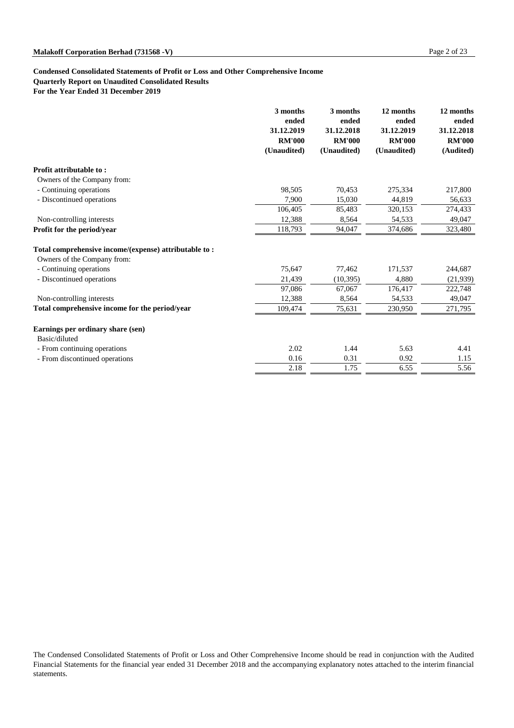**Condensed Consolidated Statements of Profit or Loss and Other Comprehensive Income**
**Quarterly Report on Unaudited Consolidated Results**
**For the Year Ended 31 December 2019**

| | 3 months ended 31.12.2019 RM'000 (Unaudited) | 3 months ended 31.12.2018 RM'000 (Unaudited) | 12 months ended 31.12.2019 RM'000 (Unaudited) | 12 months ended 31.12.2018 RM'000 (Audited) |
|---|---|---|---|---|
| **Profit attributable to :** | | | | |
| Owners of the Company from: | | | | |
| - Continuing operations | 98,505 | 70,453 | 275,334 | 217,800 |
| - Discontinued operations | 7,900 | 15,030 | 44,819 | 56,633 |
| | 106,405 | 85,483 | 320,153 | 274,433 |
| Non-controlling interests | 12,388 | 8,564 | 54,533 | 49,047 |
| **Profit for the period/year** | 118,793 | 94,047 | 374,686 | 323,480 |
| **Total comprehensive income/(expense) attributable to :** | | | | |
| Owners of the Company from: | | | | |
| - Continuing operations | 75,647 | 77,462 | 171,537 | 244,687 |
| - Discontinued operations | 21,439 | (10,395) | 4,880 | (21,939) |
| | 97,086 | 67,067 | 176,417 | 222,748 |
| Non-controlling interests | 12,388 | 8,564 | 54,533 | 49,047 |
| **Total comprehensive income for the period/year** | 109,474 | 75,631 | 230,950 | 271,795 |
| **Earnings per ordinary share (sen)** | | | | |
| Basic/diluted | | | | |
| - From continuing operations | 2.02 | 1.44 | 5.63 | 4.41 |
| - From discontinued operations | 0.16 | 0.31 | 0.92 | 1.15 |
| | 2.18 | 1.75 | 6.55 | 5.56 |

The Condensed Consolidated Statements of Profit or Loss and Other Comprehensive Income should be read in conjunction with the Audited Financial Statements for the financial year ended 31 December 2018 and the accompanying explanatory notes attached to the interim financial statements.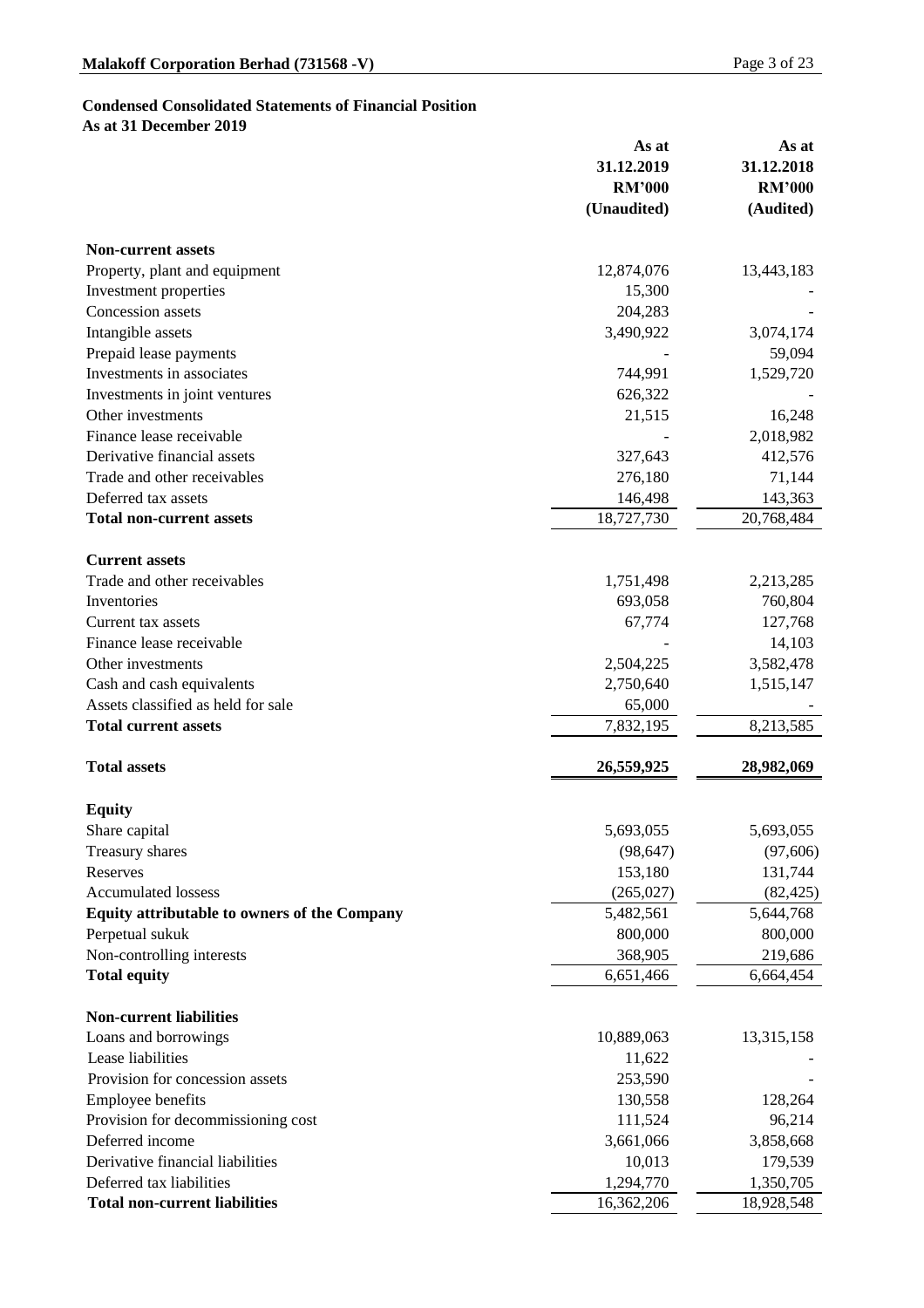**Condensed Consolidated Statements of Financial Position**
**As at 31 December 2019**

| | As at 31.12.2019 RM'000 (Unaudited) | As at 31.12.2018 RM'000 (Audited) |
|---|---|---|
| **Non-current assets** | | |
| Property, plant and equipment | 12,874,076 | 13,443,183 |
| Investment properties | 15,300 | - |
| Concession assets | 204,283 | - |
| Intangible assets | 3,490,922 | 3,074,174 |
| Prepaid lease payments | - | 59,094 |
| Investments in associates | 744,991 | 1,529,720 |
| Investments in joint ventures | 626,322 | - |
| Other investments | 21,515 | 16,248 |
| Finance lease receivable | - | 2,018,982 |
| Derivative financial assets | 327,643 | 412,576 |
| Trade and other receivables | 276,180 | 71,144 |
| Deferred tax assets | 146,498 | 143,363 |
| **Total non-current assets** | 18,727,730 | 20,768,484 |
| **Current assets** | | |
| Trade and other receivables | 1,751,498 | 2,213,285 |
| Inventories | 693,058 | 760,804 |
| Current tax assets | 67,774 | 127,768 |
| Finance lease receivable | - | 14,103 |
| Other investments | 2,504,225 | 3,582,478 |
| Cash and cash equivalents | 2,750,640 | 1,515,147 |
| Assets classified as held for sale | 65,000 | - |
| **Total current assets** | 7,832,195 | 8,213,585 |
| **Total assets** | **26,559,925** | **28,982,069** |
| **Equity** | | |
| Share capital | 5,693,055 | 5,693,055 |
| Treasury shares | (98,647) | (97,606) |
| Reserves | 153,180 | 131,744 |
| Accumulated lossess | (265,027) | (82,425) |
| **Equity attributable to owners of the Company** | 5,482,561 | 5,644,768 |
| Perpetual sukuk | 800,000 | 800,000 |
| Non-controlling interests | 368,905 | 219,686 |
| **Total equity** | 6,651,466 | 6,664,454 |
| **Non-current liabilities** | | |
| Loans and borrowings | 10,889,063 | 13,315,158 |
| Lease liabilities | 11,622 | - |
| Provision for concession assets | 253,590 | - |
| Employee benefits | 130,558 | 128,264 |
| Provision for decommissioning cost | 111,524 | 96,214 |
| Deferred income | 3,661,066 | 3,858,668 |
| Derivative financial liabilities | 10,013 | 179,539 |
| Deferred tax liabilities | 1,294,770 | 1,350,705 |
| **Total non-current liabilities** | 16,362,206 | 18,928,548 |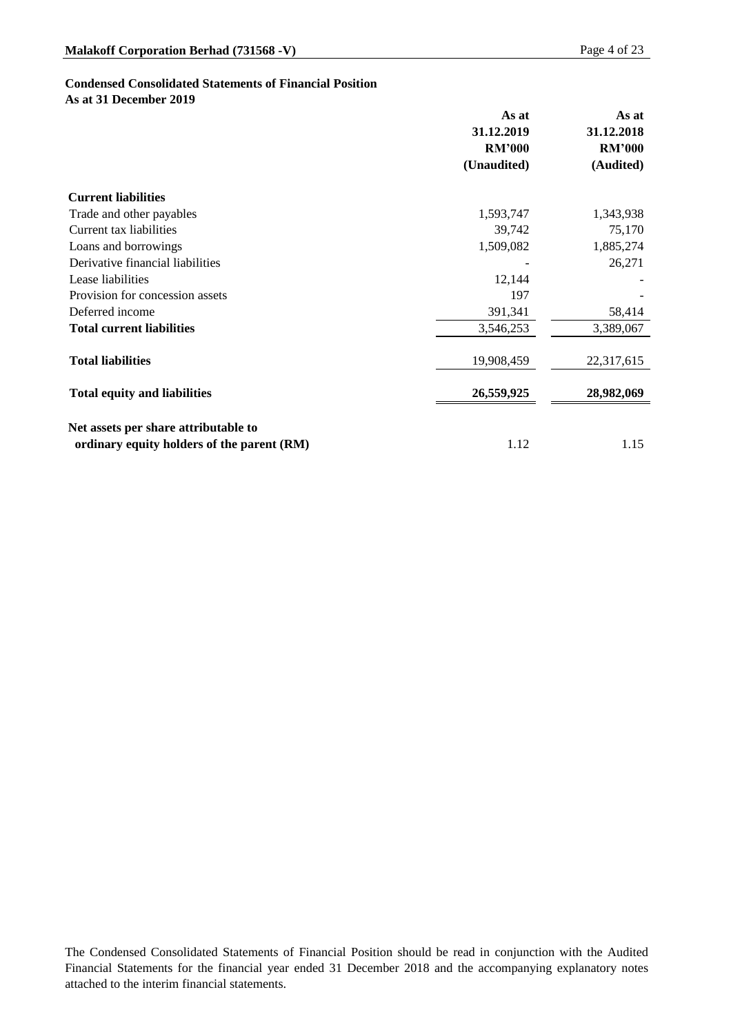**Condensed Consolidated Statements of Financial Position**
**As at 31 December 2019**

| | As at 31.12.2019 RM'000 (Unaudited) | As at 31.12.2018 RM'000 (Audited) |
|---|---|---|
| **Current liabilities** | | |
| Trade and other payables | 1,593,747 | 1,343,938 |
| Current tax liabilities | 39,742 | 75,170 |
| Loans and borrowings | 1,509,082 | 1,885,274 |
| Derivative financial liabilities | - | 26,271 |
| Lease liabilities | 12,144 | - |
| Provision for concession assets | 197 | - |
| Deferred income | 391,341 | 58,414 |
| **Total current liabilities** | 3,546,253 | 3,389,067 |
| **Total liabilities** | 19,908,459 | 22,317,615 |
| **Total equity and liabilities** | **26,559,925** | **28,982,069** |
| **Net assets per share attributable to ordinary equity holders of the parent (RM)** | 1.12 | 1.15 |

The Condensed Consolidated Statements of Financial Position should be read in conjunction with the Audited Financial Statements for the financial year ended 31 December 2018 and the accompanying explanatory notes attached to the interim financial statements.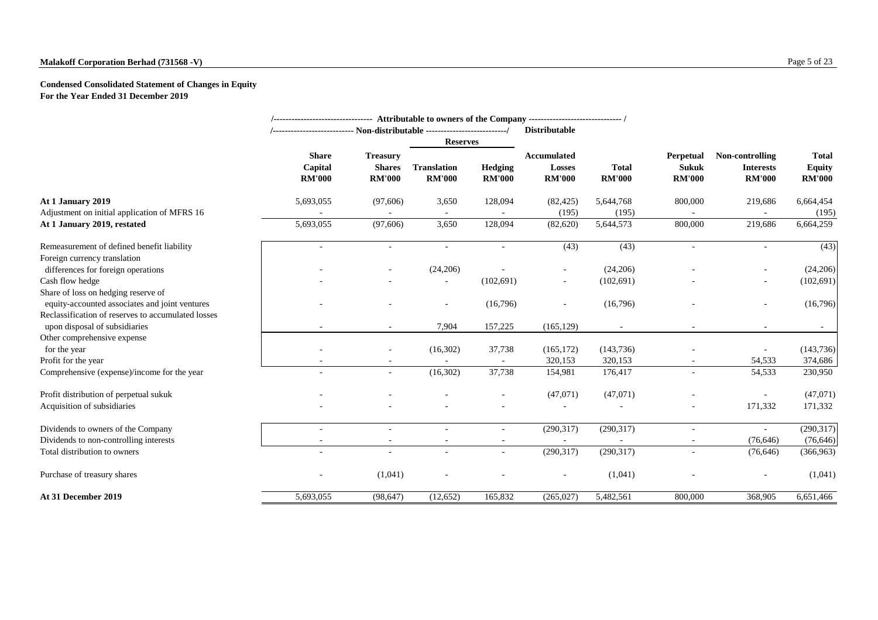**Malakoff Corporation Berhad (731568 -V)**

**Condensed Consolidated Statement of Changes in Equity**
**For the Year Ended 31 December 2019**

| | Attributable to owners of the Company | | | | | | | | |
|---|---|---|---|---|---|---|---|---|---|
| | Non-distributable | | | | Distributable | | | | |
| | | | Reserves | | | | | | |
| | **Share Capital RM'000** | **Treasury Shares RM'000** | **Translation RM'000** | **Hedging RM'000** | **Accumulated Losses RM'000** | **Total RM'000** | **Perpetual Sukuk RM'000** | **Non-controlling Interests RM'000** | **Total Equity RM'000** |
| **At 1 January 2019** | 5,693,055 | (97,606) | 3,650 | 128,094 | (82,425) | 5,644,768 | 800,000 | 219,686 | 6,664,454 |
| Adjustment on initial application of MFRS 16 | - | - | - | - | (195) | (195) | - | - | (195) |
| **At 1 January 2019, restated** | 5,693,055 | (97,606) | 3,650 | 128,094 | (82,620) | 5,644,573 | 800,000 | 219,686 | 6,664,259 |
| Remeasurement of defined benefit liability | - | - | - | - | (43) | (43) | - | - | (43) |
| Foreign currency translation differences for foreign operations | - | - | (24,206) | - | - | (24,206) | - | - | (24,206) |
| Cash flow hedge | - | - | - | (102,691) | - | (102,691) | - | - | (102,691) |
| Share of loss on hedging reserve of equity-accounted associates and joint ventures | - | - | - | (16,796) | - | (16,796) | - | - | (16,796) |
| Reclassification of reserves to accumulated losses upon disposal of subsidiaries | - | - | 7,904 | 157,225 | (165,129) | - | - | - | - |
| Other comprehensive expense for the year | - | - | (16,302) | 37,738 | (165,172) | (143,736) | - | - | (143,736) |
| Profit for the year | - | - | - | - | 320,153 | 320,153 | - | 54,533 | 374,686 |
| Comprehensive (expense)/income for the year | - | - | (16,302) | 37,738 | 154,981 | 176,417 | - | 54,533 | 230,950 |
| Profit distribution of perpetual sukuk | - | - | - | - | (47,071) | (47,071) | - | - | (47,071) |
| Acquisition of subsidiaries | - | - | - | - | - | - | - | 171,332 | 171,332 |
| Dividends to owners of the Company | - | - | - | - | (290,317) | (290,317) | - | - | (290,317) |
| Dividends to non-controlling interests | - | - | - | - | - | - | - | (76,646) | (76,646) |
| Total distribution to owners | - | - | - | - | (290,317) | (290,317) | - | (76,646) | (366,963) |
| Purchase of treasury shares | - | (1,041) | - | - | - | (1,041) | - | - | (1,041) |
| **At 31 December 2019** | 5,693,055 | (98,647) | (12,652) | 165,832 | (265,027) | 5,482,561 | 800,000 | 368,905 | 6,651,466 |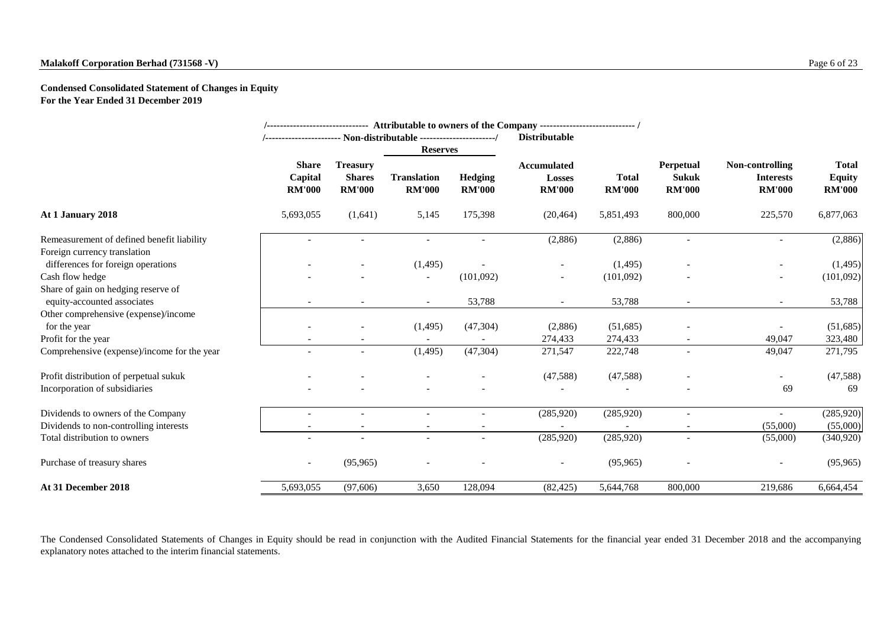**Condensed Consolidated Statement of Changes in Equity**
**For the Year Ended 31 December 2019**

| | Attributable to owners of the Company | | | | | | | | |
|---|---|---|---|---|---|---|---|---|---|
| | Non-distributable | | | | Distributable | | | | |
| | | | Reserves | | | | | | |
| | Share Capital RM'000 | Treasury Shares RM'000 | Translation RM'000 | Hedging RM'000 | Accumulated Losses RM'000 | Total RM'000 | Perpetual Sukuk RM'000 | Non-controlling Interests RM'000 | Total Equity RM'000 |
| **At 1 January 2018** | 5,693,055 | (1,641) | 5,145 | 175,398 | (20,464) | 5,851,493 | 800,000 | 225,570 | 6,877,063 |
| Remeasurement of defined benefit liability | - | - | - | - | (2,886) | (2,886) | - | - | (2,886) |
| Foreign currency translation differences for foreign operations | - | - | (1,495) | - | - | (1,495) | - | - | (1,495) |
| Cash flow hedge | - | - | - | (101,092) | - | (101,092) | - | - | (101,092) |
| Share of gain on hedging reserve of equity-accounted associates | - | - | - | 53,788 | - | 53,788 | - | - | 53,788 |
| Other comprehensive (expense)/income for the year | - | - | (1,495) | (47,304) | (2,886) | (51,685) | - | - | (51,685) |
| Profit for the year | - | - | - | - | 274,433 | 274,433 | - | 49,047 | 323,480 |
| Comprehensive (expense)/income for the year | - | - | (1,495) | (47,304) | 271,547 | 222,748 | - | 49,047 | 271,795 |
| Profit distribution of perpetual sukuk | - | - | - | - | (47,588) | (47,588) | - | - | (47,588) |
| Incorporation of subsidiaries | - | - | - | - | - | - | - | 69 | 69 |
| Dividends to owners of the Company | - | - | - | - | (285,920) | (285,920) | - | - | (285,920) |
| Dividends to non-controlling interests | - | - | - | - | - | - | - | (55,000) | (55,000) |
| Total distribution to owners | - | - | - | - | (285,920) | (285,920) | - | (55,000) | (340,920) |
| Purchase of treasury shares | - | (95,965) | - | - | - | (95,965) | - | - | (95,965) |
| **At 31 December 2018** | 5,693,055 | (97,606) | 3,650 | 128,094 | (82,425) | 5,644,768 | 800,000 | 219,686 | 6,664,454 |

The Condensed Consolidated Statements of Changes in Equity should be read in conjunction with the Audited Financial Statements for the financial year ended 31 December 2018 and the accompanying explanatory notes attached to the interim financial statements.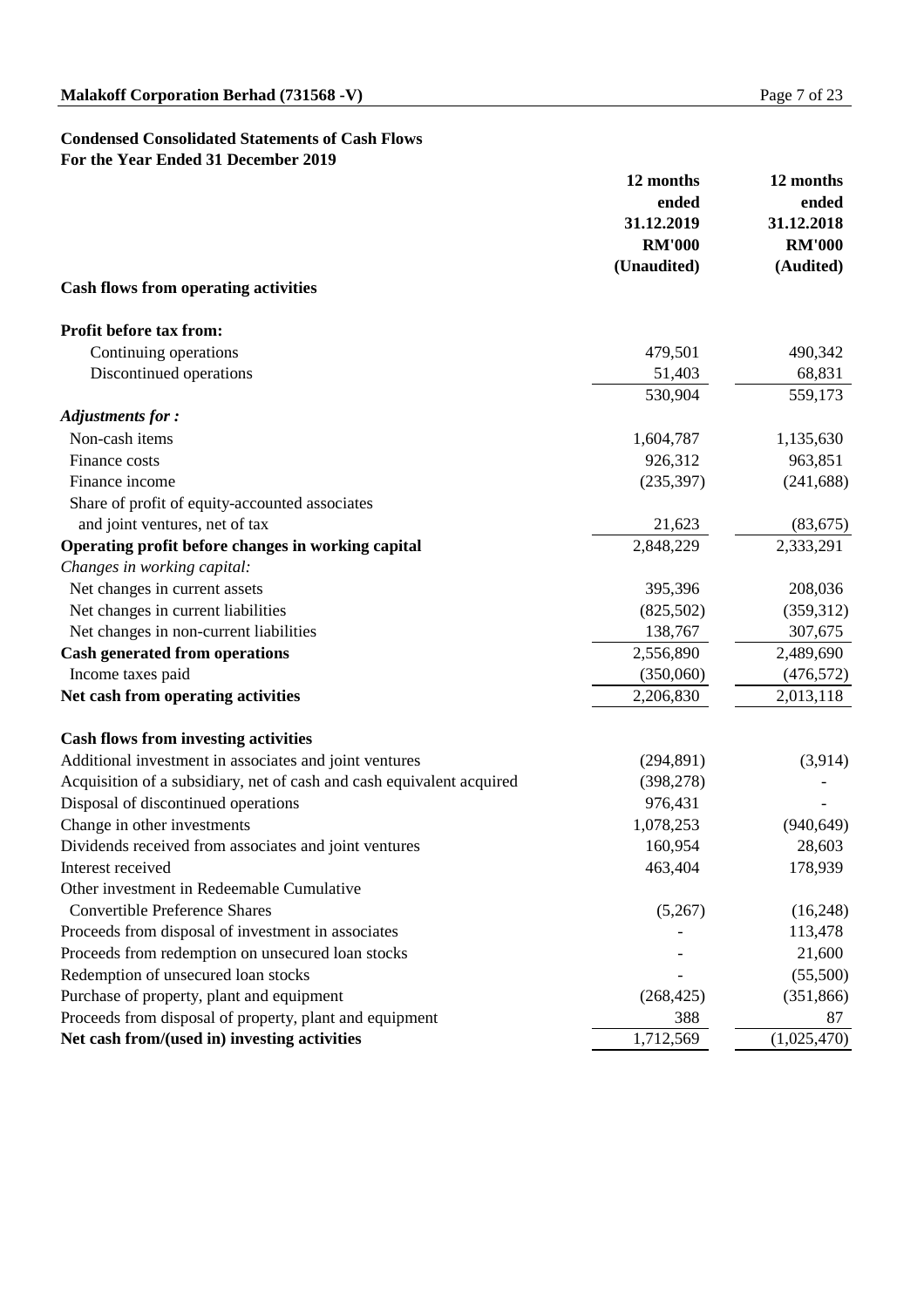## Condensed Consolidated Statements of Cash Flows

**For the Year Ended 31 December 2019**

| | 12 months ended 31.12.2019 RM'000 (Unaudited) | 12 months ended 31.12.2018 RM'000 (Audited) |
|---|---|---|
| **Cash flows from operating activities** | | |
| **Profit before tax from:** | | |
| Continuing operations | 479,501 | 490,342 |
| Discontinued operations | 51,403 | 68,831 |
| | 530,904 | 559,173 |
| ***Adjustments for :*** | | |
| Non-cash items | 1,604,787 | 1,135,630 |
| Finance costs | 926,312 | 963,851 |
| Finance income | (235,397) | (241,688) |
| Share of profit of equity-accounted associates and joint ventures, net of tax | 21,623 | (83,675) |
| **Operating profit before changes in working capital** | 2,848,229 | 2,333,291 |
| *Changes in working capital:* | | |
| Net changes in current assets | 395,396 | 208,036 |
| Net changes in current liabilities | (825,502) | (359,312) |
| Net changes in non-current liabilities | 138,767 | 307,675 |
| **Cash generated from operations** | 2,556,890 | 2,489,690 |
| Income taxes paid | (350,060) | (476,572) |
| **Net cash from operating activities** | 2,206,830 | 2,013,118 |
| | | |
| **Cash flows from investing activities** | | |
| Additional investment in associates and joint ventures | (294,891) | (3,914) |
| Acquisition of a subsidiary, net of cash and cash equivalent acquired | (398,278) | - |
| Disposal of discontinued operations | 976,431 | - |
| Change in other investments | 1,078,253 | (940,649) |
| Dividends received from associates and joint ventures | 160,954 | 28,603 |
| Interest received | 463,404 | 178,939 |
| Other investment in Redeemable Cumulative Convertible Preference Shares | (5,267) | (16,248) |
| Proceeds from disposal of investment in associates | - | 113,478 |
| Proceeds from redemption on unsecured loan stocks | - | 21,600 |
| Redemption of unsecured loan stocks | - | (55,500) |
| Purchase of property, plant and equipment | (268,425) | (351,866) |
| Proceeds from disposal of property, plant and equipment | 388 | 87 |
| **Net cash from/(used in) investing activities** | 1,712,569 | (1,025,470) |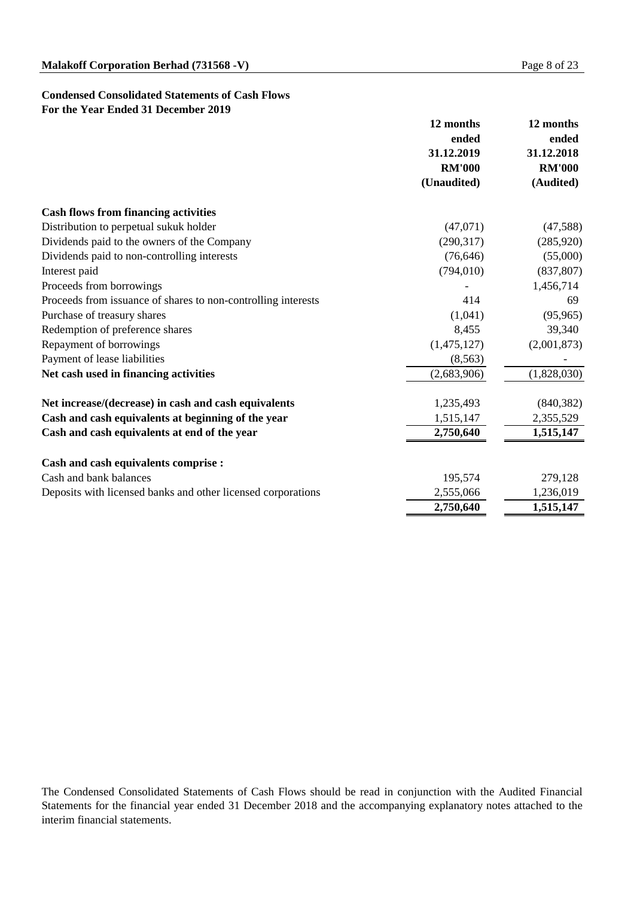## Condensed Consolidated Statements of Cash Flows
### For the Year Ended 31 December 2019

| | 12 months ended 31.12.2019 RM'000 (Unaudited) | 12 months ended 31.12.2018 RM'000 (Audited) |
|---|---|---|
| **Cash flows from financing activities** | | |
| Distribution to perpetual sukuk holder | (47,071) | (47,588) |
| Dividends paid to the owners of the Company | (290,317) | (285,920) |
| Dividends paid to non-controlling interests | (76,646) | (55,000) |
| Interest paid | (794,010) | (837,807) |
| Proceeds from borrowings | - | 1,456,714 |
| Proceeds from issuance of shares to non-controlling interests | 414 | 69 |
| Purchase of treasury shares | (1,041) | (95,965) |
| Redemption of preference shares | 8,455 | 39,340 |
| Repayment of borrowings | (1,475,127) | (2,001,873) |
| Payment of lease liabilities | (8,563) | - |
| **Net cash used in financing activities** | (2,683,906) | (1,828,030) |
| | | |
| **Net increase/(decrease) in cash and cash equivalents** | 1,235,493 | (840,382) |
| **Cash and cash equivalents at beginning of the year** | 1,515,147 | 2,355,529 |
| **Cash and cash equivalents at end of the year** | **2,750,640** | **1,515,147** |
| | | |
| **Cash and cash equivalents comprise :** | | |
| Cash and bank balances | 195,574 | 279,128 |
| Deposits with licensed banks and other licensed corporations | 2,555,066 | 1,236,019 |
| | **2,750,640** | **1,515,147** |

The Condensed Consolidated Statements of Cash Flows should be read in conjunction with the Audited Financial Statements for the financial year ended 31 December 2018 and the accompanying explanatory notes attached to the interim financial statements.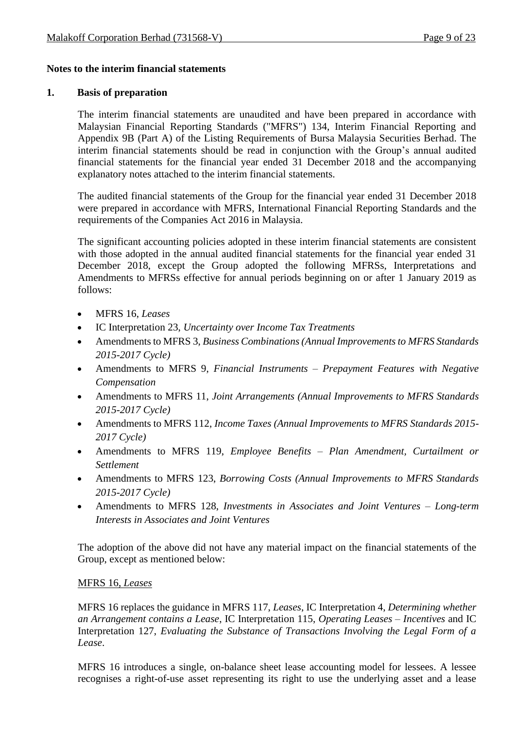## Notes to the interim financial statements

### 1. Basis of preparation

The interim financial statements are unaudited and have been prepared in accordance with Malaysian Financial Reporting Standards ("MFRS") 134, Interim Financial Reporting and Appendix 9B (Part A) of the Listing Requirements of Bursa Malaysia Securities Berhad. The interim financial statements should be read in conjunction with the Group's annual audited financial statements for the financial year ended 31 December 2018 and the accompanying explanatory notes attached to the interim financial statements.

The audited financial statements of the Group for the financial year ended 31 December 2018 were prepared in accordance with MFRS, International Financial Reporting Standards and the requirements of the Companies Act 2016 in Malaysia.

The significant accounting policies adopted in these interim financial statements are consistent with those adopted in the annual audited financial statements for the financial year ended 31 December 2018, except the Group adopted the following MFRSs, Interpretations and Amendments to MFRSs effective for annual periods beginning on or after 1 January 2019 as follows:

- MFRS 16, *Leases*
- IC Interpretation 23, *Uncertainty over Income Tax Treatments*
- Amendments to MFRS 3, *Business Combinations (Annual Improvements to MFRS Standards 2015-2017 Cycle)*
- Amendments to MFRS 9, *Financial Instruments – Prepayment Features with Negative Compensation*
- Amendments to MFRS 11, *Joint Arrangements (Annual Improvements to MFRS Standards 2015-2017 Cycle)*
- Amendments to MFRS 112, *Income Taxes (Annual Improvements to MFRS Standards 2015-2017 Cycle)*
- Amendments to MFRS 119, *Employee Benefits – Plan Amendment, Curtailment or Settlement*
- Amendments to MFRS 123, *Borrowing Costs (Annual Improvements to MFRS Standards 2015-2017 Cycle)*
- Amendments to MFRS 128, *Investments in Associates and Joint Ventures – Long-term Interests in Associates and Joint Ventures*

The adoption of the above did not have any material impact on the financial statements of the Group, except as mentioned below:

<u>MFRS 16, *Leases*</u>

MFRS 16 replaces the guidance in MFRS 117, *Leases*, IC Interpretation 4, *Determining whether an Arrangement contains a Lease*, IC Interpretation 115, *Operating Leases – Incentives* and IC Interpretation 127, *Evaluating the Substance of Transactions Involving the Legal Form of a Lease*.

MFRS 16 introduces a single, on-balance sheet lease accounting model for lessees. A lessee recognises a right-of-use asset representing its right to use the underlying asset and a lease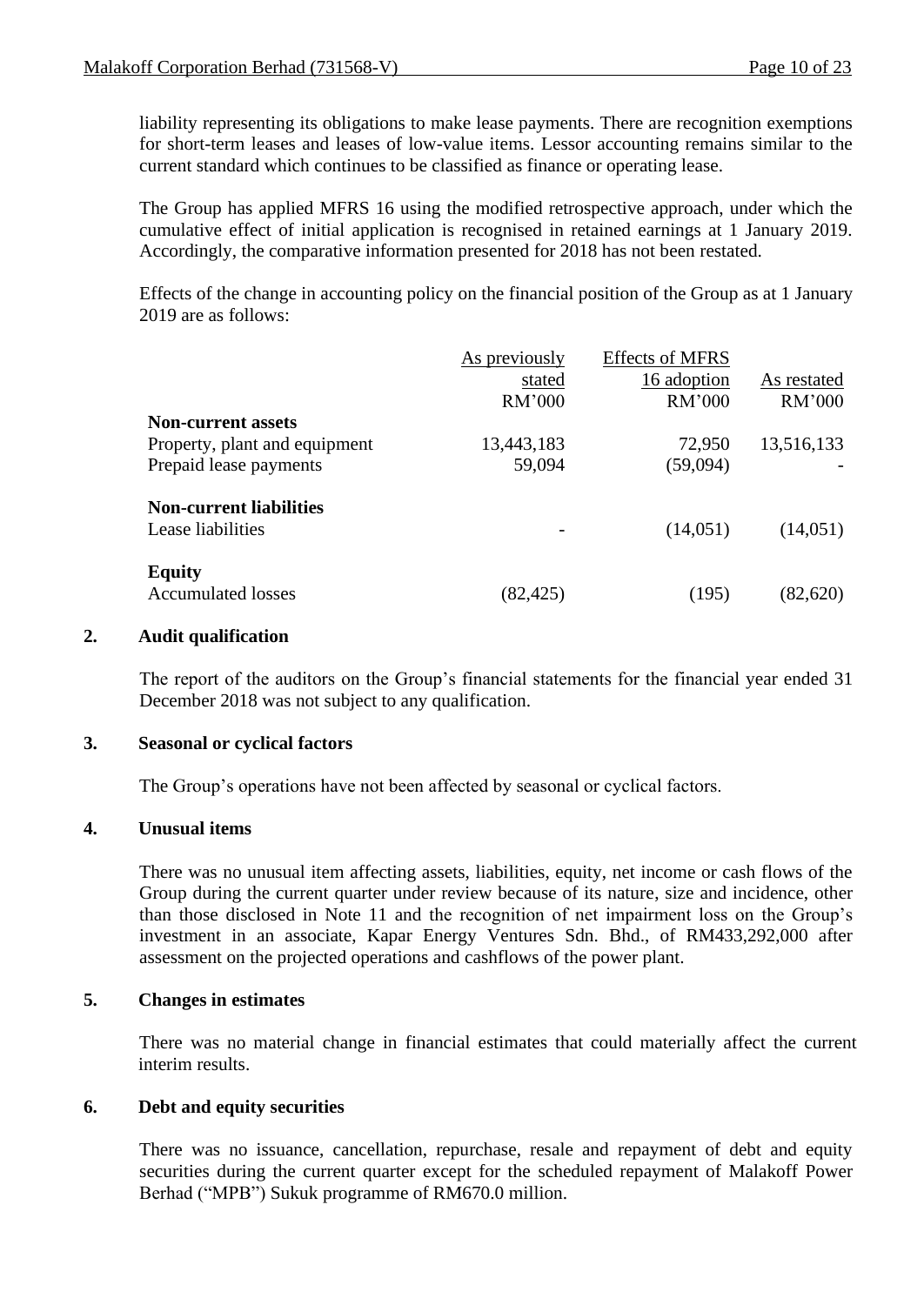liability representing its obligations to make lease payments. There are recognition exemptions for short-term leases and leases of low-value items. Lessor accounting remains similar to the current standard which continues to be classified as finance or operating lease.

The Group has applied MFRS 16 using the modified retrospective approach, under which the cumulative effect of initial application is recognised in retained earnings at 1 January 2019. Accordingly, the comparative information presented for 2018 has not been restated.

Effects of the change in accounting policy on the financial position of the Group as at 1 January 2019 are as follows:

| | As previously stated RM'000 | Effects of MFRS 16 adoption RM'000 | As restated RM'000 |
|---|---|---|---|
| **Non-current assets** | | | |
| Property, plant and equipment | 13,443,183 | 72,950 | 13,516,133 |
| Prepaid lease payments | 59,094 | (59,094) | - |
| **Non-current liabilities** | | | |
| Lease liabilities | - | (14,051) | (14,051) |
| **Equity** | | | |
| Accumulated losses | (82,425) | (195) | (82,620) |

## 2. Audit qualification

The report of the auditors on the Group's financial statements for the financial year ended 31 December 2018 was not subject to any qualification.

## 3. Seasonal or cyclical factors

The Group's operations have not been affected by seasonal or cyclical factors.

## 4. Unusual items

There was no unusual item affecting assets, liabilities, equity, net income or cash flows of the Group during the current quarter under review because of its nature, size and incidence, other than those disclosed in Note 11 and the recognition of net impairment loss on the Group's investment in an associate, Kapar Energy Ventures Sdn. Bhd., of RM433,292,000 after assessment on the projected operations and cashflows of the power plant.

## 5. Changes in estimates

There was no material change in financial estimates that could materially affect the current interim results.

## 6. Debt and equity securities

There was no issuance, cancellation, repurchase, resale and repayment of debt and equity securities during the current quarter except for the scheduled repayment of Malakoff Power Berhad ("MPB") Sukuk programme of RM670.0 million.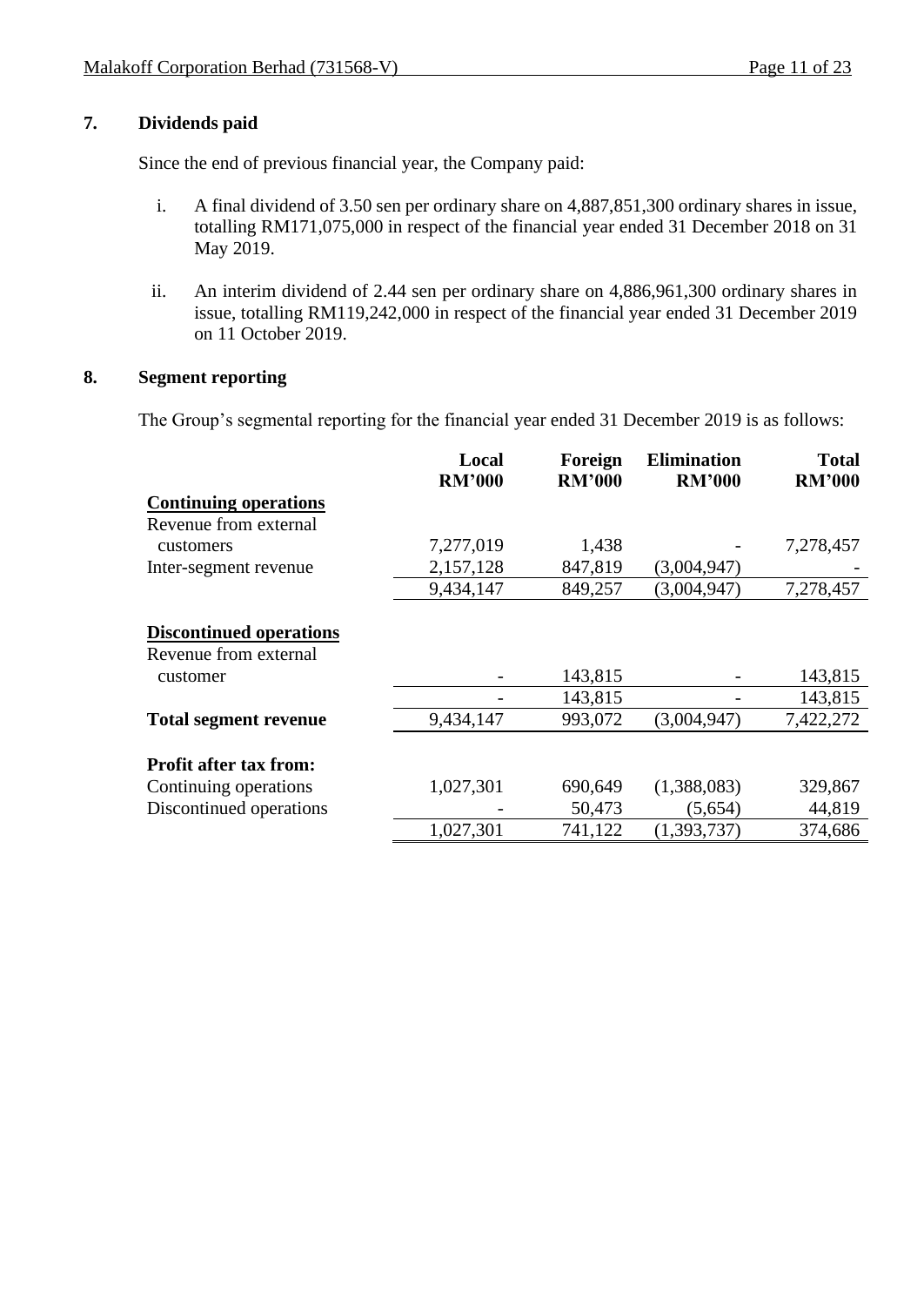## 7. Dividends paid

Since the end of previous financial year, the Company paid:

i. A final dividend of 3.50 sen per ordinary share on 4,887,851,300 ordinary shares in issue, totalling RM171,075,000 in respect of the financial year ended 31 December 2018 on 31 May 2019.

ii. An interim dividend of 2.44 sen per ordinary share on 4,886,961,300 ordinary shares in issue, totalling RM119,242,000 in respect of the financial year ended 31 December 2019 on 11 October 2019.

## 8. Segment reporting

The Group's segmental reporting for the financial year ended 31 December 2019 is as follows:

| | Local RM'000 | Foreign RM'000 | Elimination RM'000 | Total RM'000 |
|---|---|---|---|---|
| **Continuing operations** | | | | |
| Revenue from external customers | 7,277,019 | 1,438 | - | 7,278,457 |
| Inter-segment revenue | 2,157,128 | 847,819 | (3,004,947) | - |
| | 9,434,147 | 849,257 | (3,004,947) | 7,278,457 |
| **Discontinued operations** | | | | |
| Revenue from external customer | - | 143,815 | - | 143,815 |
| | - | 143,815 | - | 143,815 |
| **Total segment revenue** | 9,434,147 | 993,072 | (3,004,947) | 7,422,272 |
| **Profit after tax from:** | | | | |
| Continuing operations | 1,027,301 | 690,649 | (1,388,083) | 329,867 |
| Discontinued operations | - | 50,473 | (5,654) | 44,819 |
| | 1,027,301 | 741,122 | (1,393,737) | 374,686 |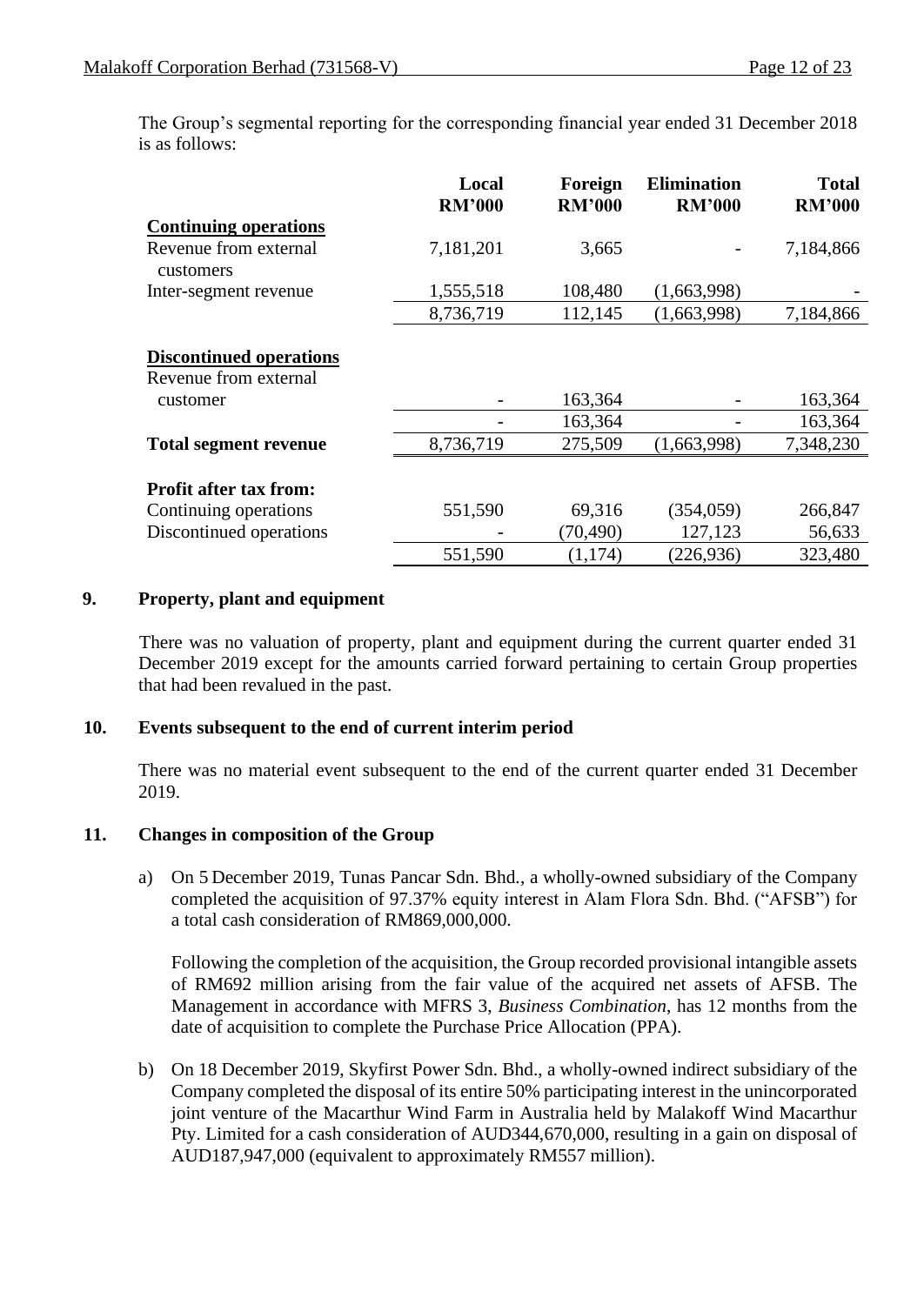The Group's segmental reporting for the corresponding financial year ended 31 December 2018 is as follows:

| | Local RM'000 | Foreign RM'000 | Elimination RM'000 | Total RM'000 |
|---|---|---|---|---|
| **Continuing operations** | | | | |
| Revenue from external customers | 7,181,201 | 3,665 | - | 7,184,866 |
| Inter-segment revenue | 1,555,518 | 108,480 | (1,663,998) | - |
| | 8,736,719 | 112,145 | (1,663,998) | 7,184,866 |
| **Discontinued operations** | | | | |
| Revenue from external customer | - | 163,364 | - | 163,364 |
| | - | 163,364 | - | 163,364 |
| **Total segment revenue** | 8,736,719 | 275,509 | (1,663,998) | 7,348,230 |
| **Profit after tax from:** | | | | |
| Continuing operations | 551,590 | 69,316 | (354,059) | 266,847 |
| Discontinued operations | - | (70,490) | 127,123 | 56,633 |
| | 551,590 | (1,174) | (226,936) | 323,480 |

## 9. Property, plant and equipment

There was no valuation of property, plant and equipment during the current quarter ended 31 December 2019 except for the amounts carried forward pertaining to certain Group properties that had been revalued in the past.

## 10. Events subsequent to the end of current interim period

There was no material event subsequent to the end of the current quarter ended 31 December 2019.

## 11. Changes in composition of the Group

a) On 5 December 2019, Tunas Pancar Sdn. Bhd., a wholly-owned subsidiary of the Company completed the acquisition of 97.37% equity interest in Alam Flora Sdn. Bhd. ("AFSB") for a total cash consideration of RM869,000,000.

   Following the completion of the acquisition, the Group recorded provisional intangible assets of RM692 million arising from the fair value of the acquired net assets of AFSB. The Management in accordance with MFRS 3, *Business Combination*, has 12 months from the date of acquisition to complete the Purchase Price Allocation (PPA).

b) On 18 December 2019, Skyfirst Power Sdn. Bhd., a wholly-owned indirect subsidiary of the Company completed the disposal of its entire 50% participating interest in the unincorporated joint venture of the Macarthur Wind Farm in Australia held by Malakoff Wind Macarthur Pty. Limited for a cash consideration of AUD344,670,000, resulting in a gain on disposal of AUD187,947,000 (equivalent to approximately RM557 million).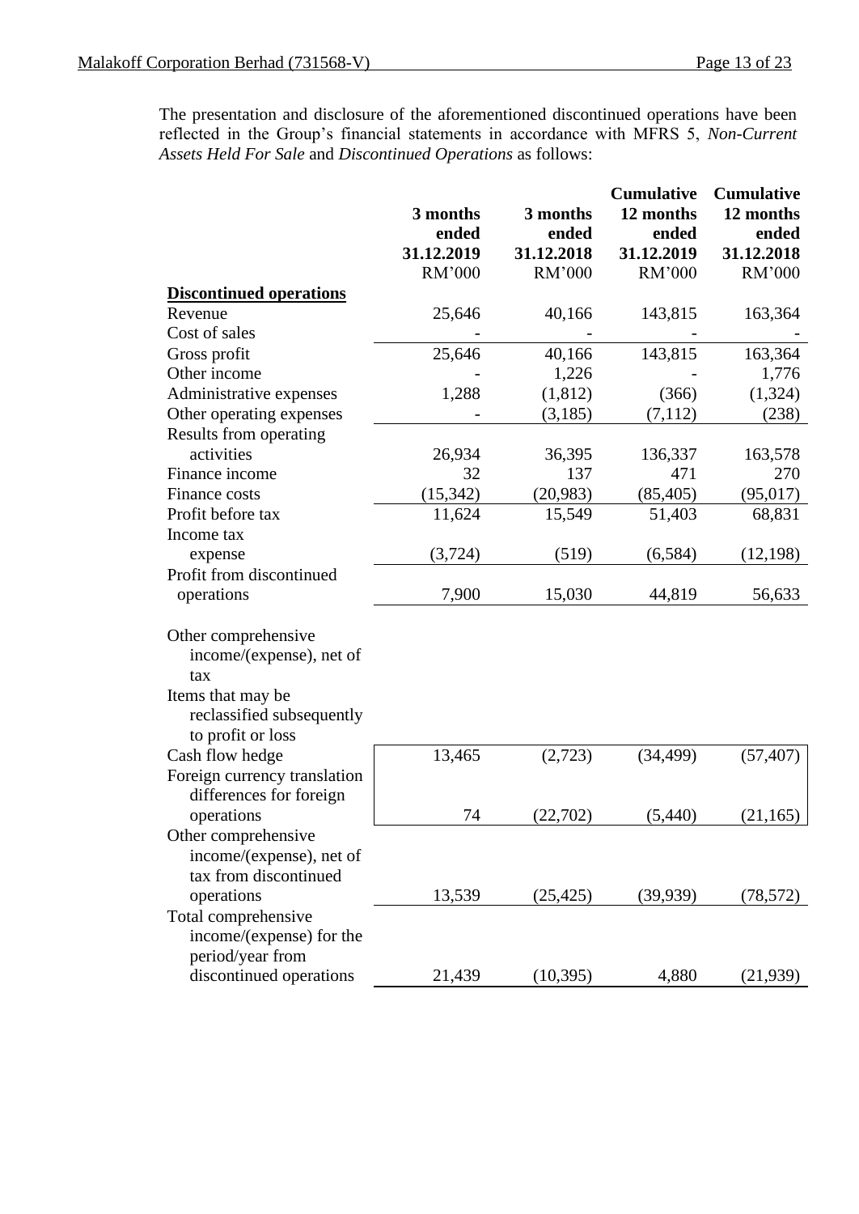The presentation and disclosure of the aforementioned discontinued operations have been reflected in the Group's financial statements in accordance with MFRS 5, *Non-Current Assets Held For Sale* and *Discontinued Operations* as follows:

| | 3 months ended 31.12.2019 RM'000 | 3 months ended 31.12.2018 RM'000 | Cumulative 12 months ended 31.12.2019 RM'000 | Cumulative 12 months ended 31.12.2018 RM'000 |
|---|---|---|---|---|
| **Discontinued operations** | | | | |
| Revenue | 25,646 | 40,166 | 143,815 | 163,364 |
| Cost of sales | - | - | - | - |
| Gross profit | 25,646 | 40,166 | 143,815 | 163,364 |
| Other income | - | 1,226 | - | 1,776 |
| Administrative expenses | 1,288 | (1,812) | (366) | (1,324) |
| Other operating expenses | - | (3,185) | (7,112) | (238) |
| Results from operating activities | 26,934 | 36,395 | 136,337 | 163,578 |
| Finance income | 32 | 137 | 471 | 270 |
| Finance costs | (15,342) | (20,983) | (85,405) | (95,017) |
| Profit before tax | 11,624 | 15,549 | 51,403 | 68,831 |
| Income tax expense | (3,724) | (519) | (6,584) | (12,198) |
| Profit from discontinued operations | 7,900 | 15,030 | 44,819 | 56,633 |
| Other comprehensive income/(expense), net of tax | | | | |
| Items that may be reclassified subsequently to profit or loss | | | | |
| Cash flow hedge | 13,465 | (2,723) | (34,499) | (57,407) |
| Foreign currency translation differences for foreign operations | 74 | (22,702) | (5,440) | (21,165) |
| Other comprehensive income/(expense), net of tax from discontinued operations | 13,539 | (25,425) | (39,939) | (78,572) |
| Total comprehensive income/(expense) for the period/year from discontinued operations | 21,439 | (10,395) | 4,880 | (21,939) |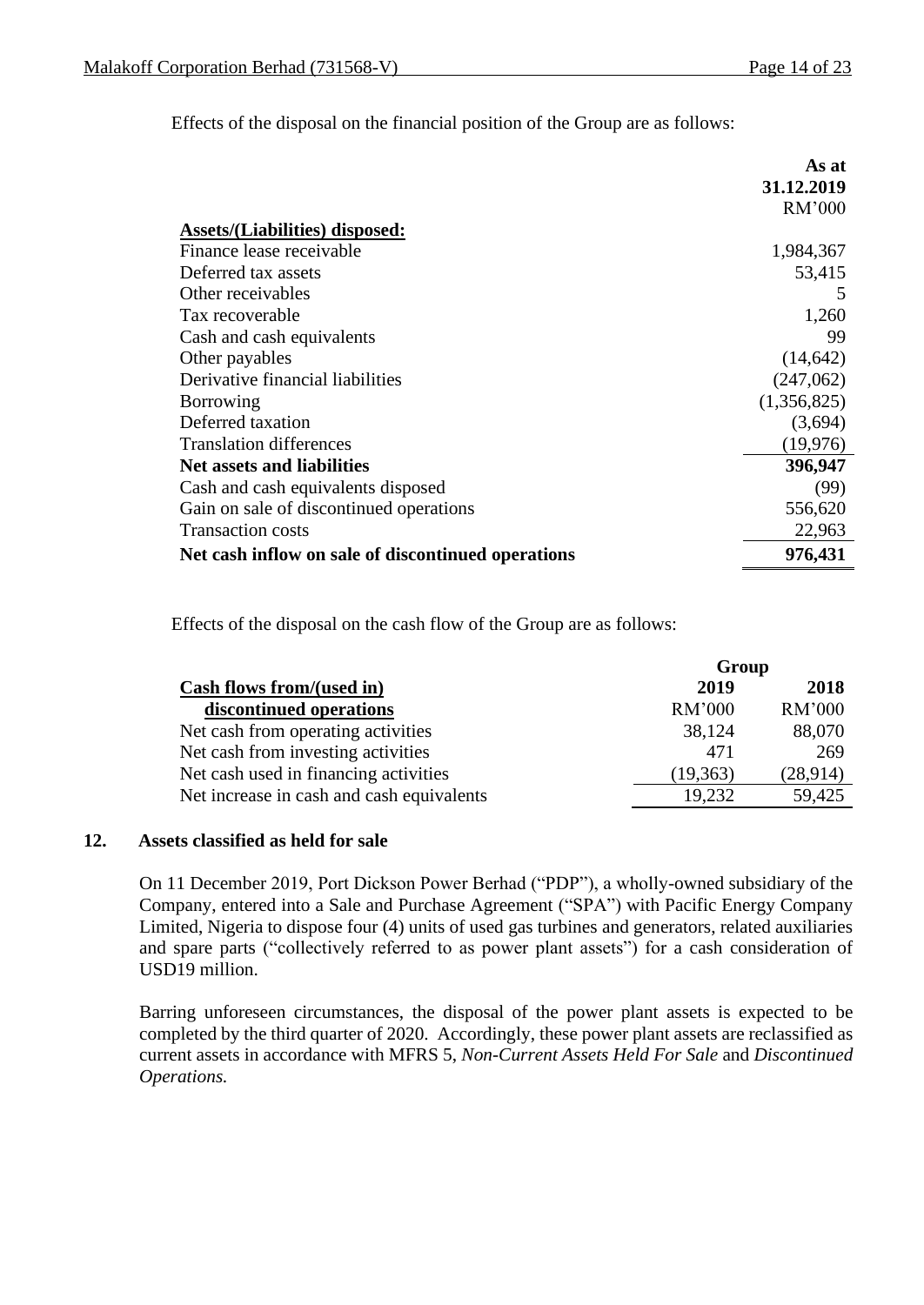Effects of the disposal on the financial position of the Group are as follows:

| | As at 31.12.2019 RM'000 |
|---|---|
| **Assets/(Liabilities) disposed:** | |
| Finance lease receivable | 1,984,367 |
| Deferred tax assets | 53,415 |
| Other receivables | 5 |
| Tax recoverable | 1,260 |
| Cash and cash equivalents | 99 |
| Other payables | (14,642) |
| Derivative financial liabilities | (247,062) |
| Borrowing | (1,356,825) |
| Deferred taxation | (3,694) |
| Translation differences | (19,976) |
| **Net assets and liabilities** | **396,947** |
| Cash and cash equivalents disposed | (99) |
| Gain on sale of discontinued operations | 556,620 |
| Transaction costs | 22,963 |
| **Net cash inflow on sale of discontinued operations** | **976,431** |

Effects of the disposal on the cash flow of the Group are as follows:

| | Group | |
|---|---|---|
| **Cash flows from/(used in) discontinued operations** | **2019** RM'000 | **2018** RM'000 |
| Net cash from operating activities | 38,124 | 88,070 |
| Net cash from investing activities | 471 | 269 |
| Net cash used in financing activities | (19,363) | (28,914) |
| Net increase in cash and cash equivalents | 19,232 | 59,425 |

## 12. Assets classified as held for sale

On 11 December 2019, Port Dickson Power Berhad ("PDP"), a wholly-owned subsidiary of the Company, entered into a Sale and Purchase Agreement ("SPA") with Pacific Energy Company Limited, Nigeria to dispose four (4) units of used gas turbines and generators, related auxiliaries and spare parts ("collectively referred to as power plant assets") for a cash consideration of USD19 million.

Barring unforeseen circumstances, the disposal of the power plant assets is expected to be completed by the third quarter of 2020. Accordingly, these power plant assets are reclassified as current assets in accordance with MFRS 5, *Non-Current Assets Held For Sale* and *Discontinued Operations.*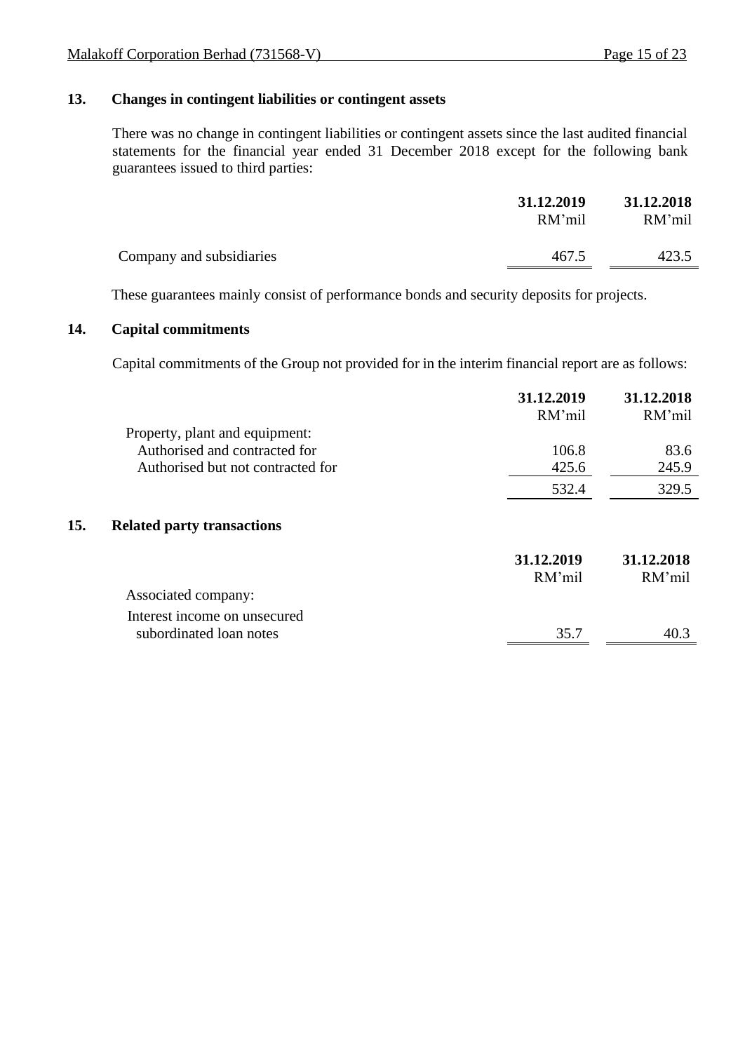## 13. Changes in contingent liabilities or contingent assets

There was no change in contingent liabilities or contingent assets since the last audited financial statements for the financial year ended 31 December 2018 except for the following bank guarantees issued to third parties:

| | 31.12.2019<br>RM'mil | 31.12.2018<br>RM'mil |
|---|---|---|
| Company and subsidiaries | 467.5 | 423.5 |

These guarantees mainly consist of performance bonds and security deposits for projects.

## 14. Capital commitments

Capital commitments of the Group not provided for in the interim financial report are as follows:

| | 31.12.2019<br>RM'mil | 31.12.2018<br>RM'mil |
|---|---|---|
| Property, plant and equipment: | | |
| Authorised and contracted for | 106.8 | 83.6 |
| Authorised but not contracted for | 425.6 | 245.9 |
| | 532.4 | 329.5 |

## 15. Related party transactions

| | 31.12.2019<br>RM'mil | 31.12.2018<br>RM'mil |
|---|---|---|
| Associated company: | | |
| Interest income on unsecured subordinated loan notes | 35.7 | 40.3 |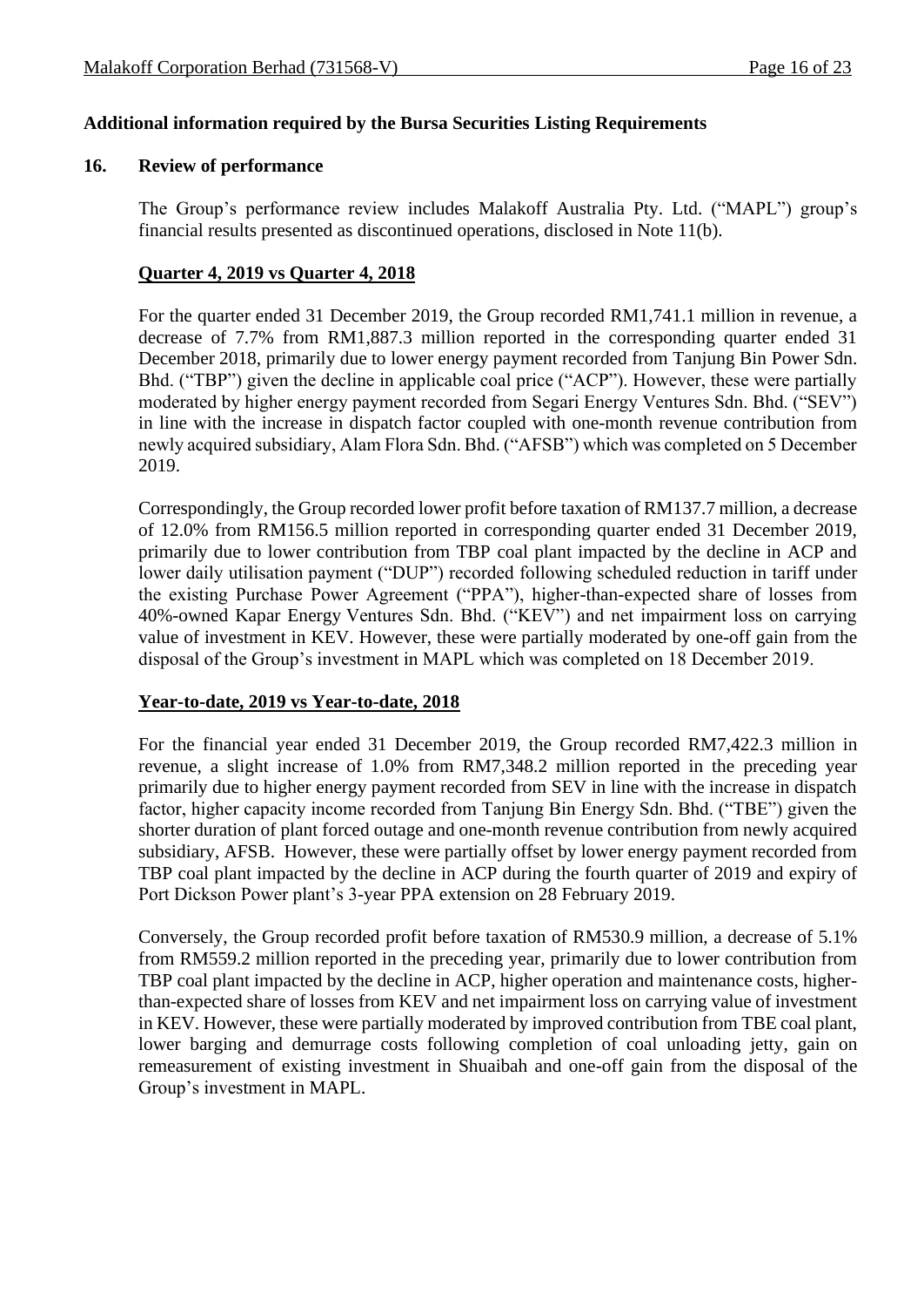**Additional information required by the Bursa Securities Listing Requirements**

**16. Review of performance**

The Group's performance review includes Malakoff Australia Pty. Ltd. ("MAPL") group's financial results presented as discontinued operations, disclosed in Note 11(b).

**Quarter 4, 2019 vs Quarter 4, 2018**

For the quarter ended 31 December 2019, the Group recorded RM1,741.1 million in revenue, a decrease of 7.7% from RM1,887.3 million reported in the corresponding quarter ended 31 December 2018, primarily due to lower energy payment recorded from Tanjung Bin Power Sdn. Bhd. ("TBP") given the decline in applicable coal price ("ACP"). However, these were partially moderated by higher energy payment recorded from Segari Energy Ventures Sdn. Bhd. ("SEV") in line with the increase in dispatch factor coupled with one-month revenue contribution from newly acquired subsidiary, Alam Flora Sdn. Bhd. ("AFSB") which was completed on 5 December 2019.

Correspondingly, the Group recorded lower profit before taxation of RM137.7 million, a decrease of 12.0% from RM156.5 million reported in corresponding quarter ended 31 December 2019, primarily due to lower contribution from TBP coal plant impacted by the decline in ACP and lower daily utilisation payment ("DUP") recorded following scheduled reduction in tariff under the existing Purchase Power Agreement ("PPA"), higher-than-expected share of losses from 40%-owned Kapar Energy Ventures Sdn. Bhd. ("KEV") and net impairment loss on carrying value of investment in KEV. However, these were partially moderated by one-off gain from the disposal of the Group's investment in MAPL which was completed on 18 December 2019.

**Year-to-date, 2019 vs Year-to-date, 2018**

For the financial year ended 31 December 2019, the Group recorded RM7,422.3 million in revenue, a slight increase of 1.0% from RM7,348.2 million reported in the preceding year primarily due to higher energy payment recorded from SEV in line with the increase in dispatch factor, higher capacity income recorded from Tanjung Bin Energy Sdn. Bhd. ("TBE") given the shorter duration of plant forced outage and one-month revenue contribution from newly acquired subsidiary, AFSB. However, these were partially offset by lower energy payment recorded from TBP coal plant impacted by the decline in ACP during the fourth quarter of 2019 and expiry of Port Dickson Power plant's 3-year PPA extension on 28 February 2019.

Conversely, the Group recorded profit before taxation of RM530.9 million, a decrease of 5.1% from RM559.2 million reported in the preceding year, primarily due to lower contribution from TBP coal plant impacted by the decline in ACP, higher operation and maintenance costs, higher-than-expected share of losses from KEV and net impairment loss on carrying value of investment in KEV. However, these were partially moderated by improved contribution from TBE coal plant, lower barging and demurrage costs following completion of coal unloading jetty, gain on remeasurement of existing investment in Shuaibah and one-off gain from the disposal of the Group's investment in MAPL.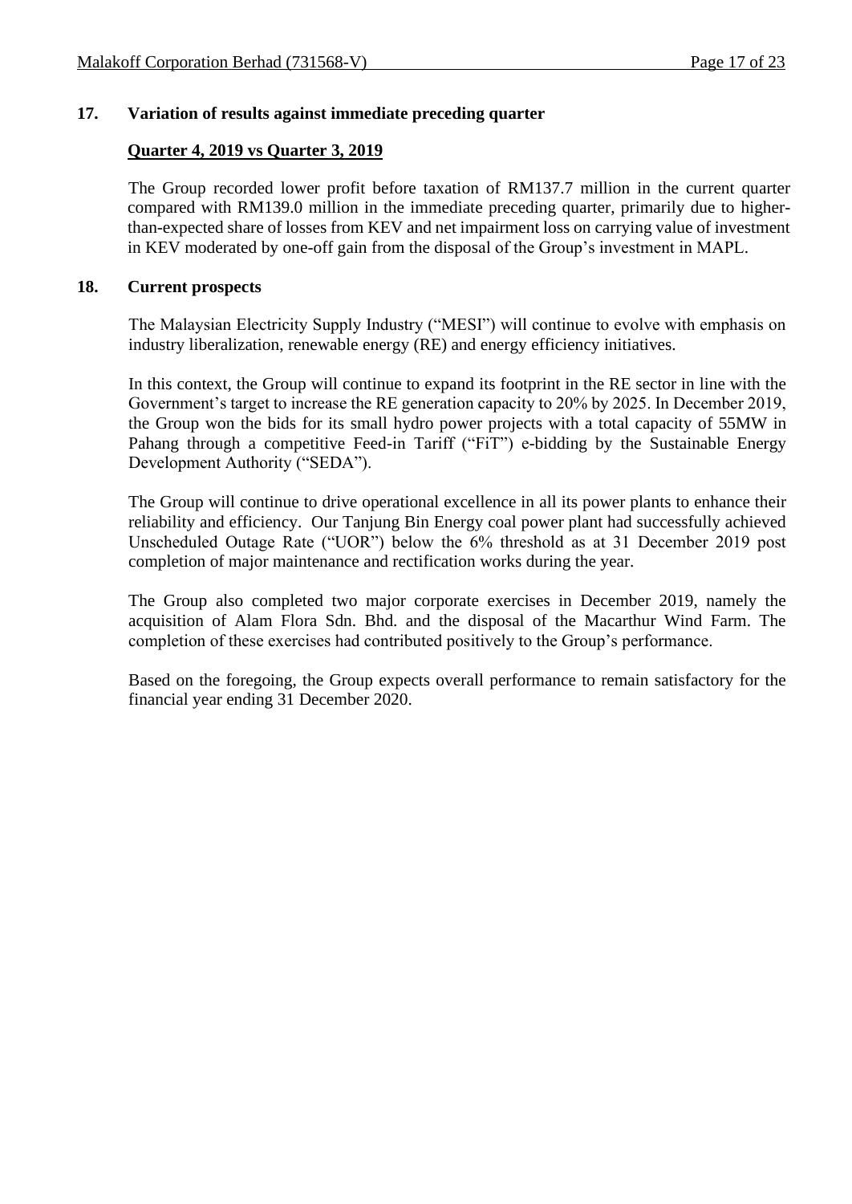## 17. Variation of results against immediate preceding quarter

**Quarter 4, 2019 vs Quarter 3, 2019**

The Group recorded lower profit before taxation of RM137.7 million in the current quarter compared with RM139.0 million in the immediate preceding quarter, primarily due to higher-than-expected share of losses from KEV and net impairment loss on carrying value of investment in KEV moderated by one-off gain from the disposal of the Group's investment in MAPL.

## 18. Current prospects

The Malaysian Electricity Supply Industry ("MESI") will continue to evolve with emphasis on industry liberalization, renewable energy (RE) and energy efficiency initiatives.

In this context, the Group will continue to expand its footprint in the RE sector in line with the Government's target to increase the RE generation capacity to 20% by 2025. In December 2019, the Group won the bids for its small hydro power projects with a total capacity of 55MW in Pahang through a competitive Feed-in Tariff ("FiT") e-bidding by the Sustainable Energy Development Authority ("SEDA").

The Group will continue to drive operational excellence in all its power plants to enhance their reliability and efficiency. Our Tanjung Bin Energy coal power plant had successfully achieved Unscheduled Outage Rate ("UOR") below the 6% threshold as at 31 December 2019 post completion of major maintenance and rectification works during the year.

The Group also completed two major corporate exercises in December 2019, namely the acquisition of Alam Flora Sdn. Bhd. and the disposal of the Macarthur Wind Farm. The completion of these exercises had contributed positively to the Group's performance.

Based on the foregoing, the Group expects overall performance to remain satisfactory for the financial year ending 31 December 2020.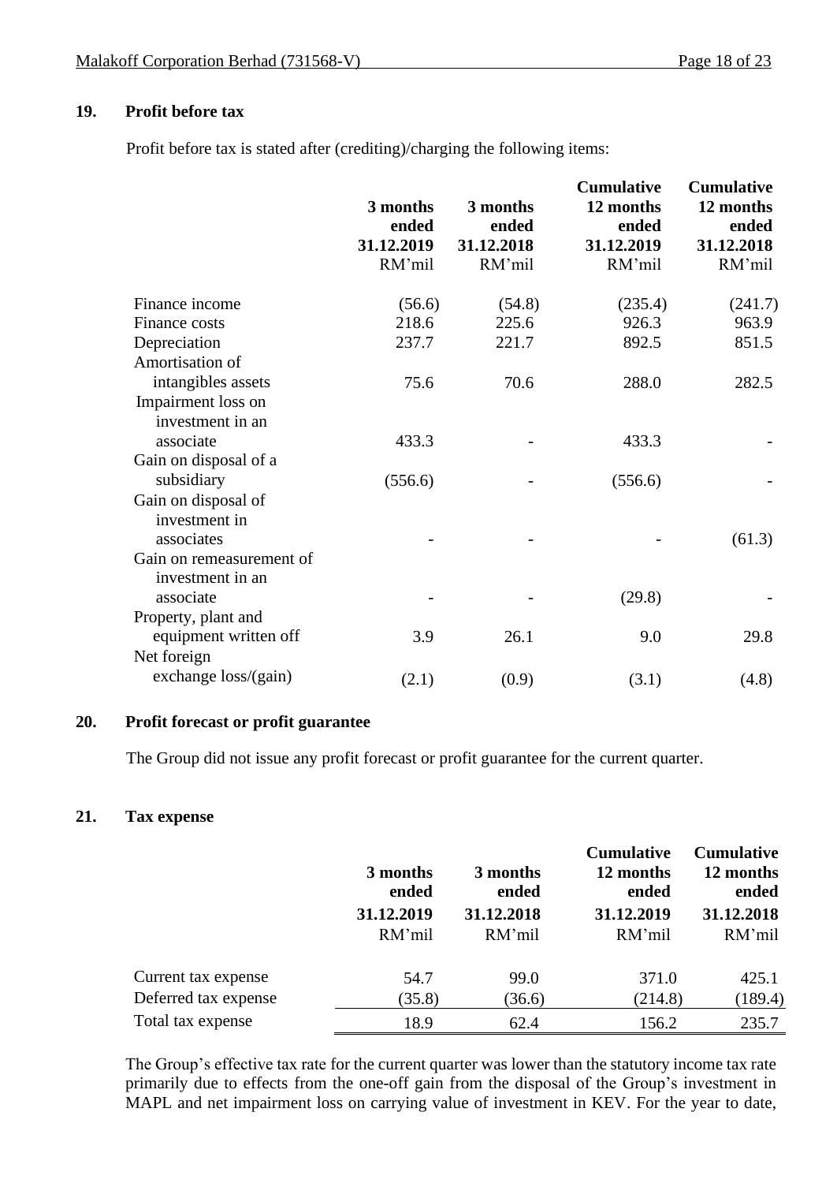## 19. Profit before tax

Profit before tax is stated after (crediting)/charging the following items:

| | 3 months ended 31.12.2019 RM'mil | 3 months ended 31.12.2018 RM'mil | Cumulative 12 months ended 31.12.2019 RM'mil | Cumulative 12 months ended 31.12.2018 RM'mil |
|---|---|---|---|---|
| Finance income | (56.6) | (54.8) | (235.4) | (241.7) |
| Finance costs | 218.6 | 225.6 | 926.3 | 963.9 |
| Depreciation | 237.7 | 221.7 | 892.5 | 851.5 |
| Amortisation of intangibles assets | 75.6 | 70.6 | 288.0 | 282.5 |
| Impairment loss on investment in an associate | 433.3 | - | 433.3 | - |
| Gain on disposal of a subsidiary | (556.6) | - | (556.6) | - |
| Gain on disposal of investment in associates | - | - | - | (61.3) |
| Gain on remeasurement of investment in an associate | - | - | (29.8) | - |
| Property, plant and equipment written off | 3.9 | 26.1 | 9.0 | 29.8 |
| Net foreign exchange loss/(gain) | (2.1) | (0.9) | (3.1) | (4.8) |

## 20. Profit forecast or profit guarantee

The Group did not issue any profit forecast or profit guarantee for the current quarter.

## 21. Tax expense

| | 3 months ended 31.12.2019 RM'mil | 3 months ended 31.12.2018 RM'mil | Cumulative 12 months ended 31.12.2019 RM'mil | Cumulative 12 months ended 31.12.2018 RM'mil |
|---|---|---|---|---|
| Current tax expense | 54.7 | 99.0 | 371.0 | 425.1 |
| Deferred tax expense | (35.8) | (36.6) | (214.8) | (189.4) |
| Total tax expense | 18.9 | 62.4 | 156.2 | 235.7 |

The Group's effective tax rate for the current quarter was lower than the statutory income tax rate primarily due to effects from the one-off gain from the disposal of the Group's investment in MAPL and net impairment loss on carrying value of investment in KEV. For the year to date,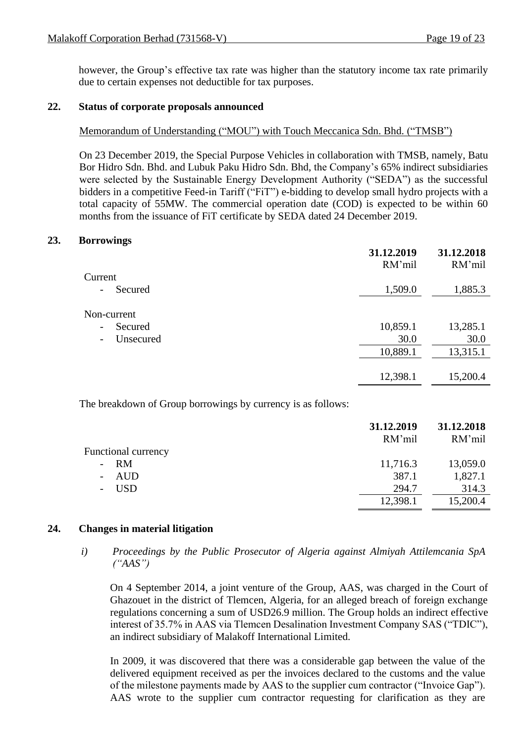however, the Group's effective tax rate was higher than the statutory income tax rate primarily due to certain expenses not deductible for tax purposes.

## 22. Status of corporate proposals announced

Memorandum of Understanding ("MOU") with Touch Meccanica Sdn. Bhd. ("TMSB")

On 23 December 2019, the Special Purpose Vehicles in collaboration with TMSB, namely, Batu Bor Hidro Sdn. Bhd. and Lubuk Paku Hidro Sdn. Bhd, the Company's 65% indirect subsidiaries were selected by the Sustainable Energy Development Authority ("SEDA") as the successful bidders in a competitive Feed-in Tariff ("FiT") e-bidding to develop small hydro projects with a total capacity of 55MW. The commercial operation date (COD) is expected to be within 60 months from the issuance of FiT certificate by SEDA dated 24 December 2019.

## 23. Borrowings

| | **31.12.2019** | **31.12.2018** |
|---|---|---|
| | RM'mil | RM'mil |
| Current | | |
| - Secured | 1,509.0 | 1,885.3 |
| Non-current | | |
| - Secured | 10,859.1 | 13,285.1 |
| - Unsecured | 30.0 | 30.0 |
| | 10,889.1 | 13,315.1 |
| | 12,398.1 | 15,200.4 |

The breakdown of Group borrowings by currency is as follows:

| | **31.12.2019** | **31.12.2018** |
|---|---|---|
| | RM'mil | RM'mil |
| Functional currency | | |
| - RM | 11,716.3 | 13,059.0 |
| - AUD | 387.1 | 1,827.1 |
| - USD | 294.7 | 314.3 |
| | 12,398.1 | 15,200.4 |

## 24. Changes in material litigation

*i) Proceedings by the Public Prosecutor of Algeria against Almiyah Attilemcania SpA ("AAS")*

On 4 September 2014, a joint venture of the Group, AAS, was charged in the Court of Ghazouet in the district of Tlemcen, Algeria, for an alleged breach of foreign exchange regulations concerning a sum of USD26.9 million. The Group holds an indirect effective interest of 35.7% in AAS via Tlemcen Desalination Investment Company SAS ("TDIC"), an indirect subsidiary of Malakoff International Limited.

In 2009, it was discovered that there was a considerable gap between the value of the delivered equipment received as per the invoices declared to the customs and the value of the milestone payments made by AAS to the supplier cum contractor ("Invoice Gap"). AAS wrote to the supplier cum contractor requesting for clarification as they are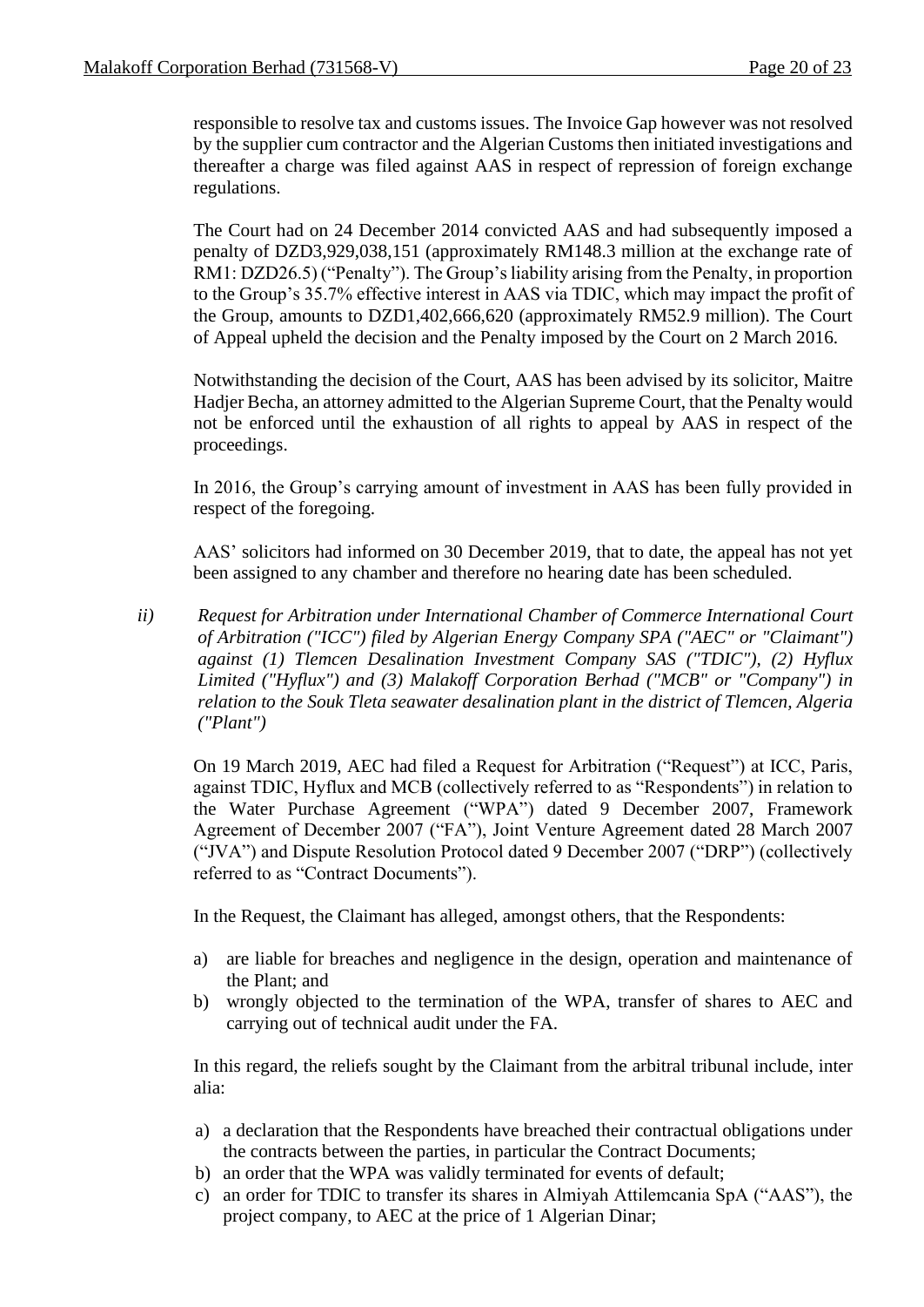responsible to resolve tax and customs issues. The Invoice Gap however was not resolved by the supplier cum contractor and the Algerian Customs then initiated investigations and thereafter a charge was filed against AAS in respect of repression of foreign exchange regulations.

The Court had on 24 December 2014 convicted AAS and had subsequently imposed a penalty of DZD3,929,038,151 (approximately RM148.3 million at the exchange rate of RM1: DZD26.5) ("Penalty"). The Group's liability arising from the Penalty, in proportion to the Group's 35.7% effective interest in AAS via TDIC, which may impact the profit of the Group, amounts to DZD1,402,666,620 (approximately RM52.9 million). The Court of Appeal upheld the decision and the Penalty imposed by the Court on 2 March 2016.

Notwithstanding the decision of the Court, AAS has been advised by its solicitor, Maitre Hadjer Becha, an attorney admitted to the Algerian Supreme Court, that the Penalty would not be enforced until the exhaustion of all rights to appeal by AAS in respect of the proceedings.

In 2016, the Group's carrying amount of investment in AAS has been fully provided in respect of the foregoing.

AAS' solicitors had informed on 30 December 2019, that to date, the appeal has not yet been assigned to any chamber and therefore no hearing date has been scheduled.

ii) *Request for Arbitration under International Chamber of Commerce International Court of Arbitration ("ICC") filed by Algerian Energy Company SPA ("AEC" or "Claimant") against (1) Tlemcen Desalination Investment Company SAS ("TDIC"), (2) Hyflux Limited ("Hyflux") and (3) Malakoff Corporation Berhad ("MCB" or "Company") in relation to the Souk Tleta seawater desalination plant in the district of Tlemcen, Algeria ("Plant")*

On 19 March 2019, AEC had filed a Request for Arbitration ("Request") at ICC, Paris, against TDIC, Hyflux and MCB (collectively referred to as "Respondents") in relation to the Water Purchase Agreement ("WPA") dated 9 December 2007, Framework Agreement of December 2007 ("FA"), Joint Venture Agreement dated 28 March 2007 ("JVA") and Dispute Resolution Protocol dated 9 December 2007 ("DRP") (collectively referred to as "Contract Documents").

In the Request, the Claimant has alleged, amongst others, that the Respondents:

a) are liable for breaches and negligence in the design, operation and maintenance of the Plant; and
b) wrongly objected to the termination of the WPA, transfer of shares to AEC and carrying out of technical audit under the FA.

In this regard, the reliefs sought by the Claimant from the arbitral tribunal include, inter alia:

a) a declaration that the Respondents have breached their contractual obligations under the contracts between the parties, in particular the Contract Documents;
b) an order that the WPA was validly terminated for events of default;
c) an order for TDIC to transfer its shares in Almiyah Attilemcania SpA ("AAS"), the project company, to AEC at the price of 1 Algerian Dinar;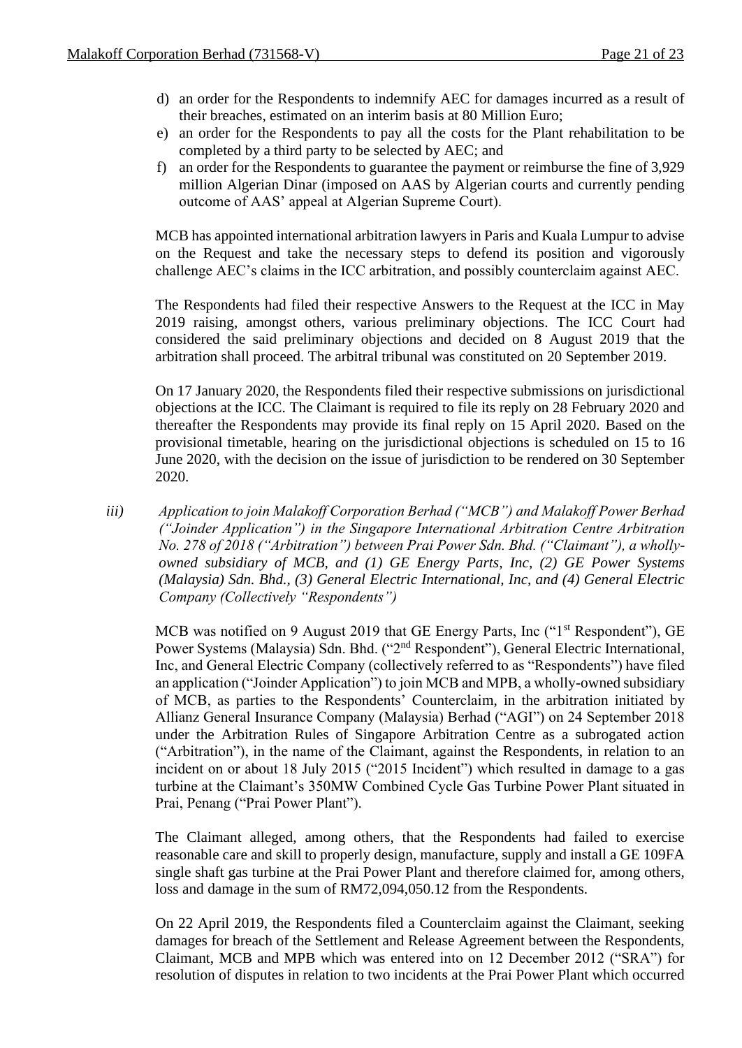d) an order for the Respondents to indemnify AEC for damages incurred as a result of their breaches, estimated on an interim basis at 80 Million Euro;
e) an order for the Respondents to pay all the costs for the Plant rehabilitation to be completed by a third party to be selected by AEC; and
f) an order for the Respondents to guarantee the payment or reimburse the fine of 3,929 million Algerian Dinar (imposed on AAS by Algerian courts and currently pending outcome of AAS' appeal at Algerian Supreme Court).

MCB has appointed international arbitration lawyers in Paris and Kuala Lumpur to advise on the Request and take the necessary steps to defend its position and vigorously challenge AEC's claims in the ICC arbitration, and possibly counterclaim against AEC.

The Respondents had filed their respective Answers to the Request at the ICC in May 2019 raising, amongst others, various preliminary objections. The ICC Court had considered the said preliminary objections and decided on 8 August 2019 that the arbitration shall proceed. The arbitral tribunal was constituted on 20 September 2019.

On 17 January 2020, the Respondents filed their respective submissions on jurisdictional objections at the ICC. The Claimant is required to file its reply on 28 February 2020 and thereafter the Respondents may provide its final reply on 15 April 2020. Based on the provisional timetable, hearing on the jurisdictional objections is scheduled on 15 to 16 June 2020, with the decision on the issue of jurisdiction to be rendered on 30 September 2020.

*iii) Application to join Malakoff Corporation Berhad ("MCB") and Malakoff Power Berhad ("Joinder Application") in the Singapore International Arbitration Centre Arbitration No. 278 of 2018 ("Arbitration") between Prai Power Sdn. Bhd. ("Claimant"), a wholly-owned subsidiary of MCB, and (1) GE Energy Parts, Inc, (2) GE Power Systems (Malaysia) Sdn. Bhd., (3) General Electric International, Inc, and (4) General Electric Company (Collectively "Respondents")*

MCB was notified on 9 August 2019 that GE Energy Parts, Inc ("1st Respondent"), GE Power Systems (Malaysia) Sdn. Bhd. ("2nd Respondent"), General Electric International, Inc, and General Electric Company (collectively referred to as "Respondents") have filed an application ("Joinder Application") to join MCB and MPB, a wholly-owned subsidiary of MCB, as parties to the Respondents' Counterclaim, in the arbitration initiated by Allianz General Insurance Company (Malaysia) Berhad ("AGI") on 24 September 2018 under the Arbitration Rules of Singapore Arbitration Centre as a subrogated action ("Arbitration"), in the name of the Claimant, against the Respondents, in relation to an incident on or about 18 July 2015 ("2015 Incident") which resulted in damage to a gas turbine at the Claimant's 350MW Combined Cycle Gas Turbine Power Plant situated in Prai, Penang ("Prai Power Plant").

The Claimant alleged, among others, that the Respondents had failed to exercise reasonable care and skill to properly design, manufacture, supply and install a GE 109FA single shaft gas turbine at the Prai Power Plant and therefore claimed for, among others, loss and damage in the sum of RM72,094,050.12 from the Respondents.

On 22 April 2019, the Respondents filed a Counterclaim against the Claimant, seeking damages for breach of the Settlement and Release Agreement between the Respondents, Claimant, MCB and MPB which was entered into on 12 December 2012 ("SRA") for resolution of disputes in relation to two incidents at the Prai Power Plant which occurred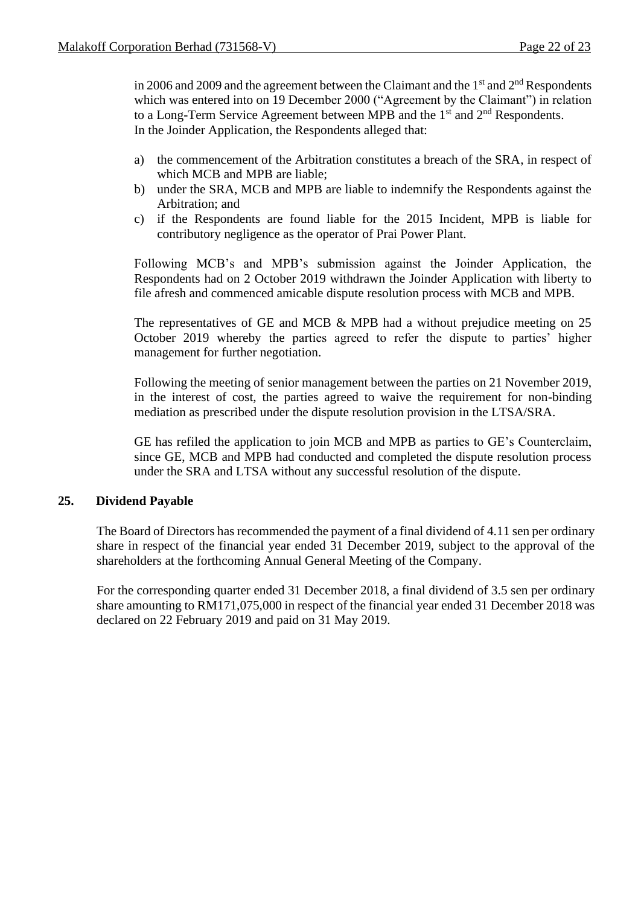in 2006 and 2009 and the agreement between the Claimant and the 1st and 2nd Respondents which was entered into on 19 December 2000 ("Agreement by the Claimant") in relation to a Long-Term Service Agreement between MPB and the 1st and 2nd Respondents. In the Joinder Application, the Respondents alleged that:

a) the commencement of the Arbitration constitutes a breach of the SRA, in respect of which MCB and MPB are liable;
b) under the SRA, MCB and MPB are liable to indemnify the Respondents against the Arbitration; and
c) if the Respondents are found liable for the 2015 Incident, MPB is liable for contributory negligence as the operator of Prai Power Plant.

Following MCB's and MPB's submission against the Joinder Application, the Respondents had on 2 October 2019 withdrawn the Joinder Application with liberty to file afresh and commenced amicable dispute resolution process with MCB and MPB.

The representatives of GE and MCB & MPB had a without prejudice meeting on 25 October 2019 whereby the parties agreed to refer the dispute to parties' higher management for further negotiation.

Following the meeting of senior management between the parties on 21 November 2019, in the interest of cost, the parties agreed to waive the requirement for non-binding mediation as prescribed under the dispute resolution provision in the LTSA/SRA.

GE has refiled the application to join MCB and MPB as parties to GE's Counterclaim, since GE, MCB and MPB had conducted and completed the dispute resolution process under the SRA and LTSA without any successful resolution of the dispute.

## 25. Dividend Payable

The Board of Directors has recommended the payment of a final dividend of 4.11 sen per ordinary share in respect of the financial year ended 31 December 2019, subject to the approval of the shareholders at the forthcoming Annual General Meeting of the Company.

For the corresponding quarter ended 31 December 2018, a final dividend of 3.5 sen per ordinary share amounting to RM171,075,000 in respect of the financial year ended 31 December 2018 was declared on 22 February 2019 and paid on 31 May 2019.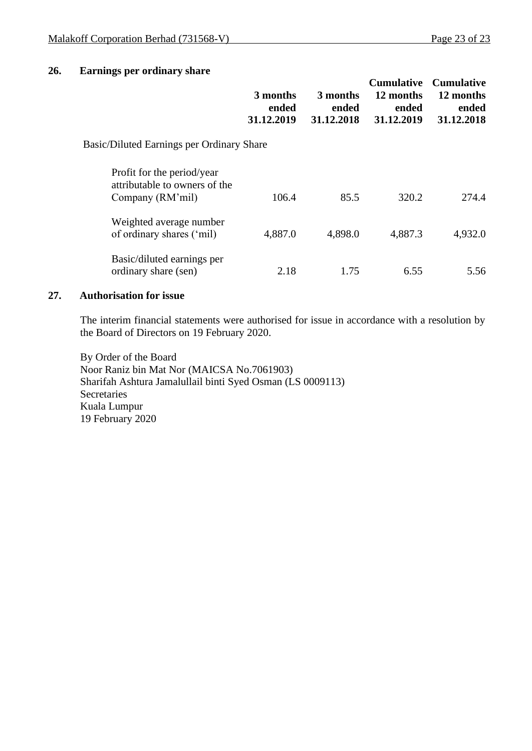## 26. Earnings per ordinary share

| | 3 months ended 31.12.2019 | 3 months ended 31.12.2018 | Cumulative 12 months ended 31.12.2019 | Cumulative 12 months ended 31.12.2018 |
|---|---|---|---|---|
| Basic/Diluted Earnings per Ordinary Share | | | | |
| Profit for the period/year attributable to owners of the Company (RM'mil) | 106.4 | 85.5 | 320.2 | 274.4 |
| Weighted average number of ordinary shares ('mil) | 4,887.0 | 4,898.0 | 4,887.3 | 4,932.0 |
| Basic/diluted earnings per ordinary share (sen) | 2.18 | 1.75 | 6.55 | 5.56 |

## 27. Authorisation for issue

The interim financial statements were authorised for issue in accordance with a resolution by the Board of Directors on 19 February 2020.

By Order of the Board
Noor Raniz bin Mat Nor (MAICSA No.7061903)
Sharifah Ashtura Jamalullail binti Syed Osman (LS 0009113)
Secretaries
Kuala Lumpur
19 February 2020